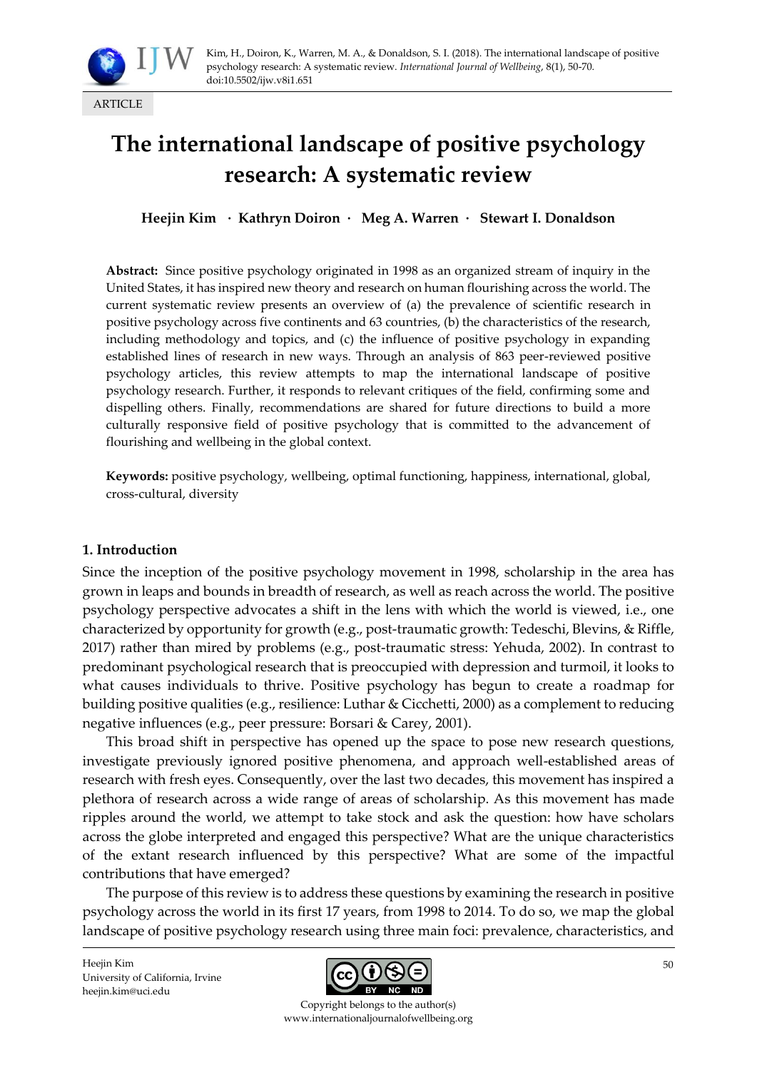ARTICLE

# The international landscape of positive psychology research: A systematic review

**Heejin Kim · Kathryn Doiron · Meg A. Warren · Stewart I. Donaldson**

**Abstract:** Since positive psychology originated in 1998 as an organized stream of inquiry in the United States, it has inspired new theory and research on human flourishing across the world. The current systematic review presents an overview of (a) the prevalence of scientific research in positive psychology across five continents and 63 countries, (b) the characteristics of the research, including methodology and topics, and (c) the influence of positive psychology in expanding established lines of research in new ways. Through an analysis of 863 peer-reviewed positive psychology articles, this review attempts to map the international landscape of positive psychology research. Further, it responds to relevant critiques of the field, confirming some and dispelling others. Finally, recommendations are shared for future directions to build a more culturally responsive field of positive psychology that is committed to the advancement of flourishing and wellbeing in the global context.

**Keywords:** positive psychology, wellbeing, optimal functioning, happiness, international, global, cross-cultural, diversity

## 1. Introduction

Since the inception of the positive psychology movement in 1998, scholarship in the area has grown in leaps and bounds in breadth of research, as well as reach across the world. The positive psychology perspective advocates a shift in the lens with which the world is viewed, i.e., one characterized by opportunity for growth (e.g., post-traumatic growth: Tedeschi, Blevins, & Riffle, 2017) rather than mired by problems (e.g., post-traumatic stress: Yehuda, 2002). In contrast to predominant psychological research that is preoccupied with depression and turmoil, it looks to what causes individuals to thrive. Positive psychology has begun to create a roadmap for building positive qualities (e.g., resilience: Luthar & Cicchetti, 2000) as a complement to reducing negative influences (e.g., peer pressure: Borsari & Carey, 2001).

This broad shift in perspective has opened up the space to pose new research questions, investigate previously ignored positive phenomena, and approach well-established areas of research with fresh eyes. Consequently, over the last two decades, this movement has inspired a plethora of research across a wide range of areas of scholarship. As this movement has made ripples around the world, we attempt to take stock and ask the question: how have scholars across the globe interpreted and engaged this perspective? What are the unique characteristics of the extant research influenced by this perspective? What are some of the impactful contributions that have emerged?

The purpose of this review is to address these questions by examining the research in positive psychology across the world in its first 17 years, from 1998 to 2014. To do so, we map the global landscape of positive psychology research using three main foci: prevalence, characteristics, and

Heejin Kim
University of California, Irvine
heejin.kim@uci.edu

Copyright belongs to the author(s)
www.internationaljournalofwellbeing.org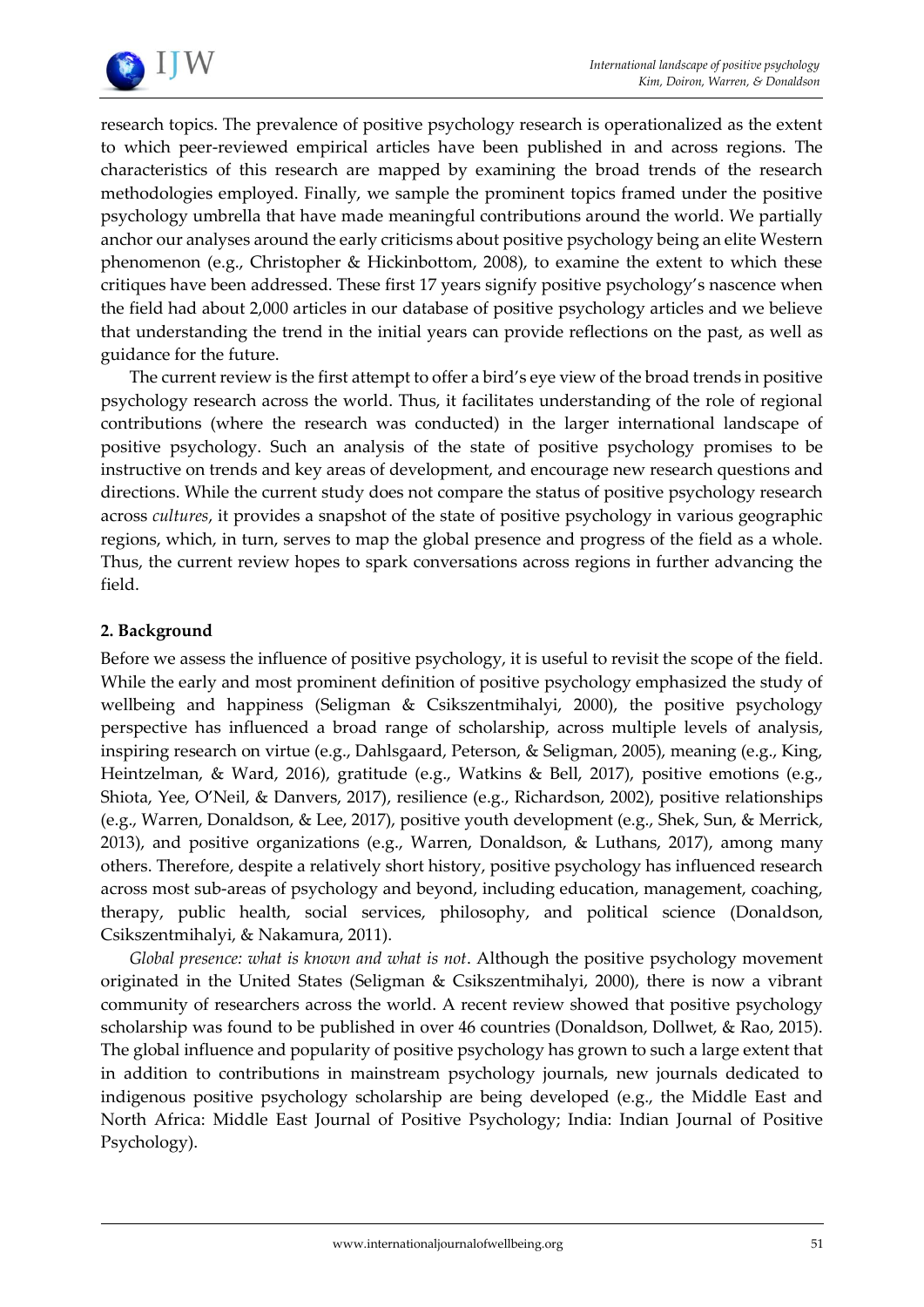research topics. The prevalence of positive psychology research is operationalized as the extent to which peer-reviewed empirical articles have been published in and across regions. The characteristics of this research are mapped by examining the broad trends of the research methodologies employed. Finally, we sample the prominent topics framed under the positive psychology umbrella that have made meaningful contributions around the world. We partially anchor our analyses around the early criticisms about positive psychology being an elite Western phenomenon (e.g., Christopher & Hickinbottom, 2008), to examine the extent to which these critiques have been addressed. These first 17 years signify positive psychology's nascence when the field had about 2,000 articles in our database of positive psychology articles and we believe that understanding the trend in the initial years can provide reflections on the past, as well as guidance for the future.

The current review is the first attempt to offer a bird's eye view of the broad trends in positive psychology research across the world. Thus, it facilitates understanding of the role of regional contributions (where the research was conducted) in the larger international landscape of positive psychology. Such an analysis of the state of positive psychology promises to be instructive on trends and key areas of development, and encourage new research questions and directions. While the current study does not compare the status of positive psychology research across *cultures*, it provides a snapshot of the state of positive psychology in various geographic regions, which, in turn, serves to map the global presence and progress of the field as a whole. Thus, the current review hopes to spark conversations across regions in further advancing the field.

## 2. Background

Before we assess the influence of positive psychology, it is useful to revisit the scope of the field. While the early and most prominent definition of positive psychology emphasized the study of wellbeing and happiness (Seligman & Csikszentmihalyi, 2000), the positive psychology perspective has influenced a broad range of scholarship, across multiple levels of analysis, inspiring research on virtue (e.g., Dahlsgaard, Peterson, & Seligman, 2005), meaning (e.g., King, Heintzelman, & Ward, 2016), gratitude (e.g., Watkins & Bell, 2017), positive emotions (e.g., Shiota, Yee, O'Neil, & Danvers, 2017), resilience (e.g., Richardson, 2002), positive relationships (e.g., Warren, Donaldson, & Lee, 2017), positive youth development (e.g., Shek, Sun, & Merrick, 2013), and positive organizations (e.g., Warren, Donaldson, & Luthans, 2017), among many others. Therefore, despite a relatively short history, positive psychology has influenced research across most sub-areas of psychology and beyond, including education, management, coaching, therapy, public health, social services, philosophy, and political science (Donaldson, Csikszentmihalyi, & Nakamura, 2011).

*Global presence: what is known and what is not*. Although the positive psychology movement originated in the United States (Seligman & Csikszentmihalyi, 2000), there is now a vibrant community of researchers across the world. A recent review showed that positive psychology scholarship was found to be published in over 46 countries (Donaldson, Dollwet, & Rao, 2015). The global influence and popularity of positive psychology has grown to such a large extent that in addition to contributions in mainstream psychology journals, new journals dedicated to indigenous positive psychology scholarship are being developed (e.g., the Middle East and North Africa: Middle East Journal of Positive Psychology; India: Indian Journal of Positive Psychology).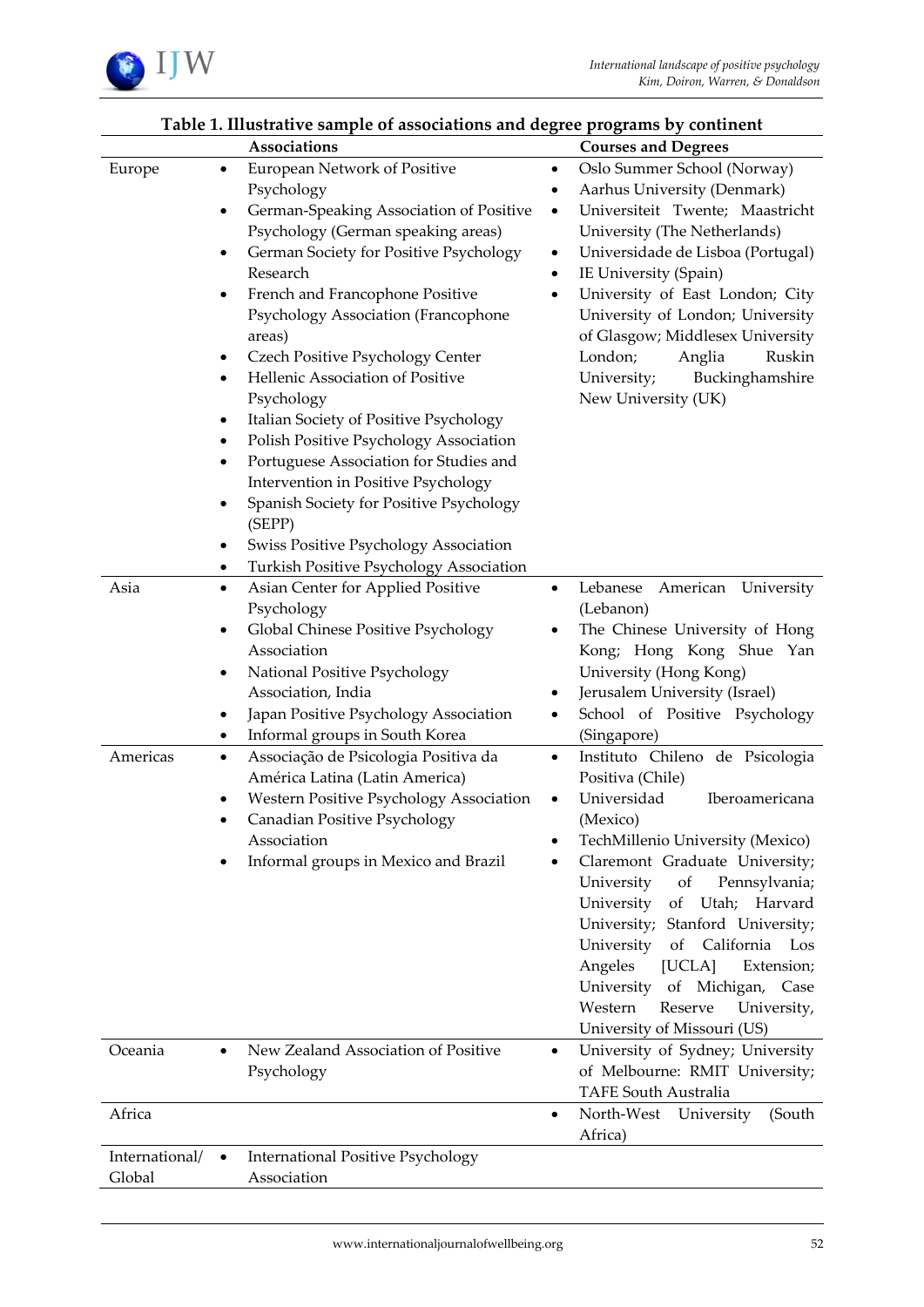**Table 1. Illustrative sample of associations and degree programs by continent**

| | Associations | Courses and Degrees |
|---|---|---|
| Europe | • European Network of Positive Psychology<br>• German-Speaking Association of Positive Psychology (German speaking areas)<br>• German Society for Positive Psychology Research<br>• French and Francophone Positive Psychology Association (Francophone areas)<br>• Czech Positive Psychology Center<br>• Hellenic Association of Positive Psychology<br>• Italian Society of Positive Psychology<br>• Polish Positive Psychology Association<br>• Portuguese Association for Studies and Intervention in Positive Psychology<br>• Spanish Society for Positive Psychology (SEPP)<br>• Swiss Positive Psychology Association<br>• Turkish Positive Psychology Association | • Oslo Summer School (Norway)<br>• Aarhus University (Denmark)<br>• Universiteit Twente; Maastricht University (The Netherlands)<br>• Universidade de Lisboa (Portugal)<br>• IE University (Spain)<br>• University of East London; City University of London; University of Glasgow; Middlesex University London; Anglia Ruskin University; Buckinghamshire New University (UK) |
| Asia | • Asian Center for Applied Positive Psychology<br>• Global Chinese Positive Psychology Association<br>• National Positive Psychology Association, India<br>• Japan Positive Psychology Association<br>• Informal groups in South Korea | • Lebanese American University (Lebanon)<br>• The Chinese University of Hong Kong; Hong Kong Shue Yan University (Hong Kong)<br>• Jerusalem University (Israel)<br>• School of Positive Psychology (Singapore) |
| Americas | • Associação de Psicologia Positiva da América Latina (Latin America)<br>• Western Positive Psychology Association<br>• Canadian Positive Psychology Association<br>• Informal groups in Mexico and Brazil | • Instituto Chileno de Psicologia Positiva (Chile)<br>• Universidad Iberoamericana (Mexico)<br>• TechMillenio University (Mexico)<br>• Claremont Graduate University; University of Pennsylvania; University of Utah; Harvard University; Stanford University; University of California Los Angeles [UCLA] Extension; University of Michigan, Case Western Reserve University, University of Missouri (US) |
| Oceania | • New Zealand Association of Positive Psychology | • University of Sydney; University of Melbourne: RMIT University; TAFE South Australia |
| Africa | | • North-West University (South Africa) |
| International/ Global | • International Positive Psychology Association | |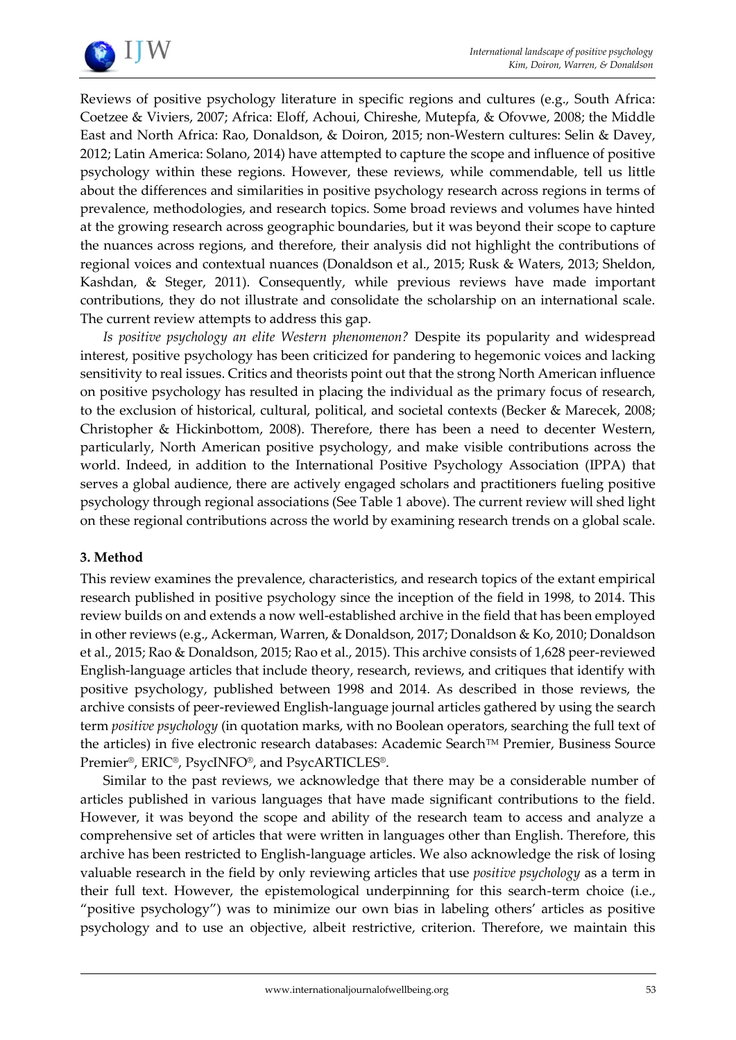Reviews of positive psychology literature in specific regions and cultures (e.g., South Africa: Coetzee & Viviers, 2007; Africa: Eloff, Achoui, Chireshe, Mutepfa, & Ofovwe, 2008; the Middle East and North Africa: Rao, Donaldson, & Doiron, 2015; non-Western cultures: Selin & Davey, 2012; Latin America: Solano, 2014) have attempted to capture the scope and influence of positive psychology within these regions. However, these reviews, while commendable, tell us little about the differences and similarities in positive psychology research across regions in terms of prevalence, methodologies, and research topics. Some broad reviews and volumes have hinted at the growing research across geographic boundaries, but it was beyond their scope to capture the nuances across regions, and therefore, their analysis did not highlight the contributions of regional voices and contextual nuances (Donaldson et al., 2015; Rusk & Waters, 2013; Sheldon, Kashdan, & Steger, 2011). Consequently, while previous reviews have made important contributions, they do not illustrate and consolidate the scholarship on an international scale. The current review attempts to address this gap.

*Is positive psychology an elite Western phenomenon?* Despite its popularity and widespread interest, positive psychology has been criticized for pandering to hegemonic voices and lacking sensitivity to real issues. Critics and theorists point out that the strong North American influence on positive psychology has resulted in placing the individual as the primary focus of research, to the exclusion of historical, cultural, political, and societal contexts (Becker & Marecek, 2008; Christopher & Hickinbottom, 2008). Therefore, there has been a need to decenter Western, particularly, North American positive psychology, and make visible contributions across the world. Indeed, in addition to the International Positive Psychology Association (IPPA) that serves a global audience, there are actively engaged scholars and practitioners fueling positive psychology through regional associations (See Table 1 above). The current review will shed light on these regional contributions across the world by examining research trends on a global scale.

## 3. Method

This review examines the prevalence, characteristics, and research topics of the extant empirical research published in positive psychology since the inception of the field in 1998, to 2014. This review builds on and extends a now well-established archive in the field that has been employed in other reviews (e.g., Ackerman, Warren, & Donaldson, 2017; Donaldson & Ko, 2010; Donaldson et al., 2015; Rao & Donaldson, 2015; Rao et al., 2015). This archive consists of 1,628 peer-reviewed English-language articles that include theory, research, reviews, and critiques that identify with positive psychology, published between 1998 and 2014. As described in those reviews, the archive consists of peer-reviewed English-language journal articles gathered by using the search term *positive psychology* (in quotation marks, with no Boolean operators, searching the full text of the articles) in five electronic research databases: Academic Search™ Premier, Business Source Premier®, ERIC®, PsycINFO®, and PsycARTICLES®.

Similar to the past reviews, we acknowledge that there may be a considerable number of articles published in various languages that have made significant contributions to the field. However, it was beyond the scope and ability of the research team to access and analyze a comprehensive set of articles that were written in languages other than English. Therefore, this archive has been restricted to English-language articles. We also acknowledge the risk of losing valuable research in the field by only reviewing articles that use *positive psychology* as a term in their full text. However, the epistemological underpinning for this search-term choice (i.e., "positive psychology") was to minimize our own bias in labeling others' articles as positive psychology and to use an objective, albeit restrictive, criterion. Therefore, we maintain this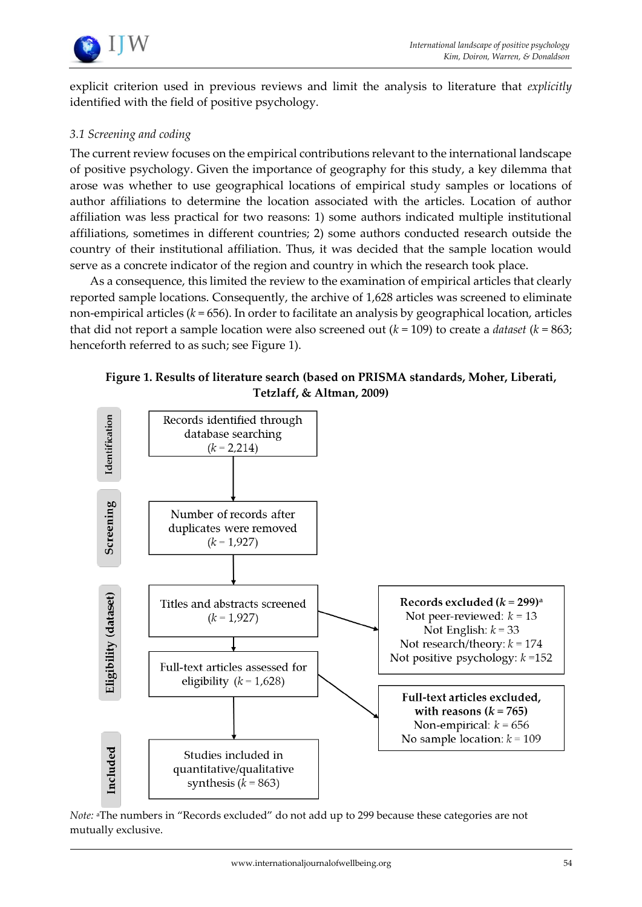explicit criterion used in previous reviews and limit the analysis to literature that *explicitly* identified with the field of positive psychology.

### *3.1 Screening and coding*

The current review focuses on the empirical contributions relevant to the international landscape of positive psychology. Given the importance of geography for this study, a key dilemma that arose was whether to use geographical locations of empirical study samples or locations of author affiliations to determine the location associated with the articles. Location of author affiliation was less practical for two reasons: 1) some authors indicated multiple institutional affiliations, sometimes in different countries; 2) some authors conducted research outside the country of their institutional affiliation. Thus, it was decided that the sample location would serve as a concrete indicator of the region and country in which the research took place.

As a consequence, this limited the review to the examination of empirical articles that clearly reported sample locations. Consequently, the archive of 1,628 articles was screened to eliminate non-empirical articles (*k* = 656). In order to facilitate an analysis by geographical location, articles that did not report a sample location were also screened out (*k* = 109) to create a *dataset* (*k* = 863; henceforth referred to as such; see Figure 1).

**Figure 1. Results of literature search (based on PRISMA standards, Moher, Liberati, Tetzlaff, & Altman, 2009)**

| Stage | Records | Exclusions |
|---|---|---|
| Identification | Records identified through database searching (*k* = 2,214) | |
| Screening | Number of records after duplicates were removed (*k* = 1,927) | |
| Eligibility (dataset) | Titles and abstracts screened (*k* = 1,927) | **Records excluded (*k* = 299)**[a]<br>Not peer-reviewed: *k* = 13<br>Not English: *k* = 33<br>Not research/theory: *k* = 174<br>Not positive psychology: *k* =152 |
| | Full-text articles assessed for eligibility (*k* = 1,628) | **Full-text articles excluded, with reasons (*k* = 765)**<br>Non-empirical: *k* = 656<br>No sample location: *k* = 109 |
| Included | Studies included in quantitative/qualitative synthesis (*k* = 863) | |

*Note:* [a]The numbers in "Records excluded" do not add up to 299 because these categories are not mutually exclusive.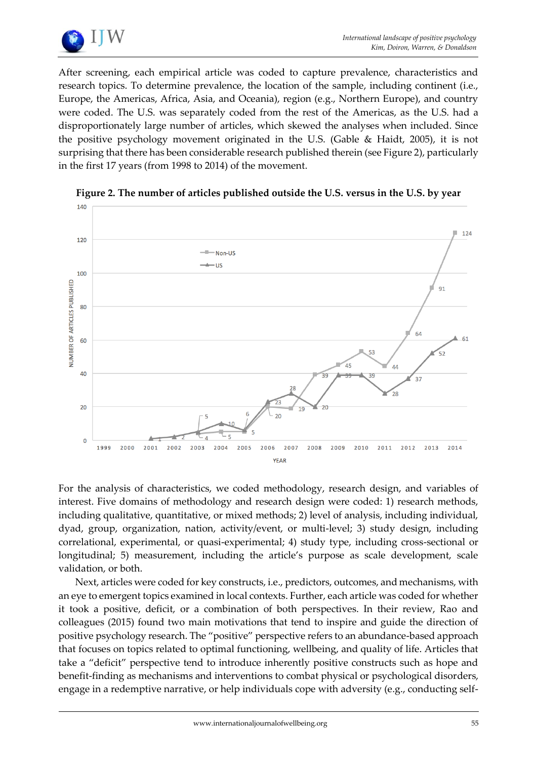After screening, each empirical article was coded to capture prevalence, characteristics and research topics. To determine prevalence, the location of the sample, including continent (i.e., Europe, the Americas, Africa, Asia, and Oceania), region (e.g., Northern Europe), and country were coded. The U.S. was separately coded from the rest of the Americas, as the U.S. had a disproportionately large number of articles, which skewed the analyses when included. Since the positive psychology movement originated in the U.S. (Gable & Haidt, 2005), it is not surprising that there has been considerable research published therein (see Figure 2), particularly in the first 17 years (from 1998 to 2014) of the movement.

**Figure 2. The number of articles published outside the U.S. versus in the U.S. by year**

For the analysis of characteristics, we coded methodology, research design, and variables of interest. Five domains of methodology and research design were coded: 1) research methods, including qualitative, quantitative, or mixed methods; 2) level of analysis, including individual, dyad, group, organization, nation, activity/event, or multi-level; 3) study design, including correlational, experimental, or quasi-experimental; 4) study type, including cross-sectional or longitudinal; 5) measurement, including the article's purpose as scale development, scale validation, or both.

Next, articles were coded for key constructs, i.e., predictors, outcomes, and mechanisms, with an eye to emergent topics examined in local contexts. Further, each article was coded for whether it took a positive, deficit, or a combination of both perspectives. In their review, Rao and colleagues (2015) found two main motivations that tend to inspire and guide the direction of positive psychology research. The "positive" perspective refers to an abundance-based approach that focuses on topics related to optimal functioning, wellbeing, and quality of life. Articles that take a "deficit" perspective tend to introduce inherently positive constructs such as hope and benefit-finding as mechanisms and interventions to combat physical or psychological disorders, engage in a redemptive narrative, or help individuals cope with adversity (e.g., conducting self-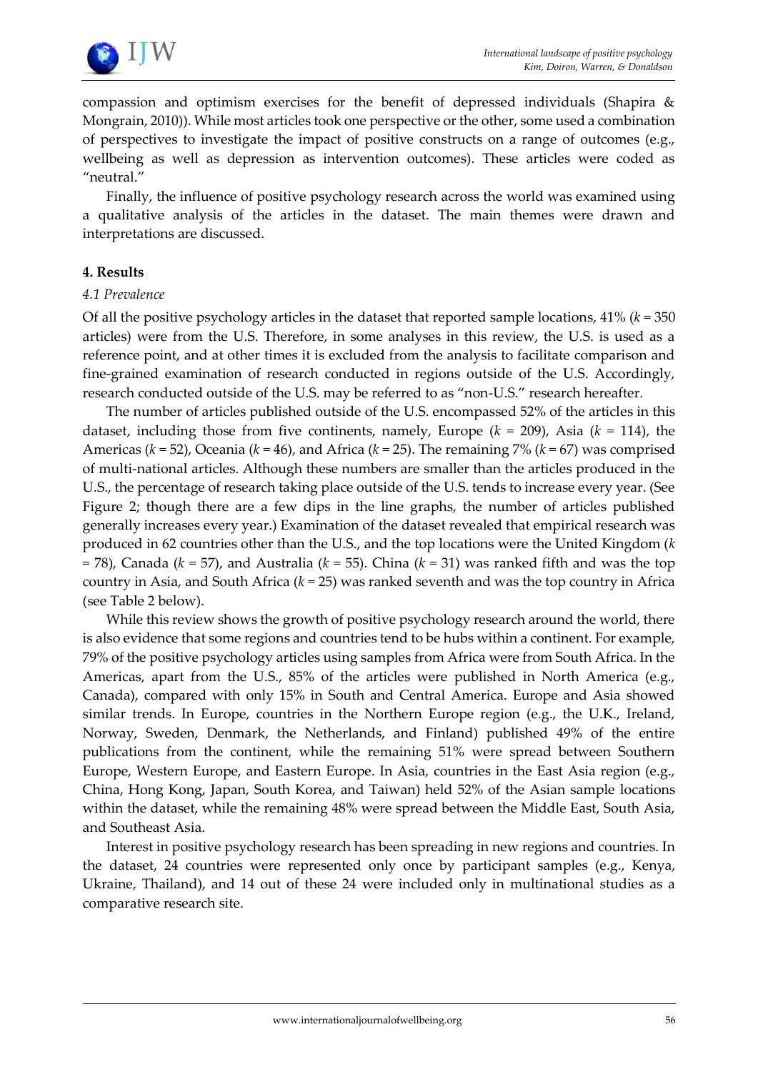compassion and optimism exercises for the benefit of depressed individuals (Shapira & Mongrain, 2010)). While most articles took one perspective or the other, some used a combination of perspectives to investigate the impact of positive constructs on a range of outcomes (e.g., wellbeing as well as depression as intervention outcomes). These articles were coded as "neutral."

Finally, the influence of positive psychology research across the world was examined using a qualitative analysis of the articles in the dataset. The main themes were drawn and interpretations are discussed.

### 4. Results

#### *4.1 Prevalence*

Of all the positive psychology articles in the dataset that reported sample locations, 41% ($k$ = 350 articles) were from the U.S. Therefore, in some analyses in this review, the U.S. is used as a reference point, and at other times it is excluded from the analysis to facilitate comparison and fine-grained examination of research conducted in regions outside of the U.S. Accordingly, research conducted outside of the U.S. may be referred to as "non-U.S." research hereafter.

The number of articles published outside of the U.S. encompassed 52% of the articles in this dataset, including those from five continents, namely, Europe ($k$ = 209), Asia ($k$ = 114), the Americas ($k$ = 52), Oceania ($k$ = 46), and Africa ($k$ = 25). The remaining 7% ($k$ = 67) was comprised of multi-national articles. Although these numbers are smaller than the articles produced in the U.S., the percentage of research taking place outside of the U.S. tends to increase every year. (See Figure 2; though there are a few dips in the line graphs, the number of articles published generally increases every year.) Examination of the dataset revealed that empirical research was produced in 62 countries other than the U.S., and the top locations were the United Kingdom ($k$ = 78), Canada ($k$ = 57), and Australia ($k$ = 55). China ($k$ = 31) was ranked fifth and was the top country in Asia, and South Africa ($k$ = 25) was ranked seventh and was the top country in Africa (see Table 2 below).

While this review shows the growth of positive psychology research around the world, there is also evidence that some regions and countries tend to be hubs within a continent. For example, 79% of the positive psychology articles using samples from Africa were from South Africa. In the Americas, apart from the U.S., 85% of the articles were published in North America (e.g., Canada), compared with only 15% in South and Central America. Europe and Asia showed similar trends. In Europe, countries in the Northern Europe region (e.g., the U.K., Ireland, Norway, Sweden, Denmark, the Netherlands, and Finland) published 49% of the entire publications from the continent, while the remaining 51% were spread between Southern Europe, Western Europe, and Eastern Europe. In Asia, countries in the East Asia region (e.g., China, Hong Kong, Japan, South Korea, and Taiwan) held 52% of the Asian sample locations within the dataset, while the remaining 48% were spread between the Middle East, South Asia, and Southeast Asia.

Interest in positive psychology research has been spreading in new regions and countries. In the dataset, 24 countries were represented only once by participant samples (e.g., Kenya, Ukraine, Thailand), and 14 out of these 24 were included only in multinational studies as a comparative research site.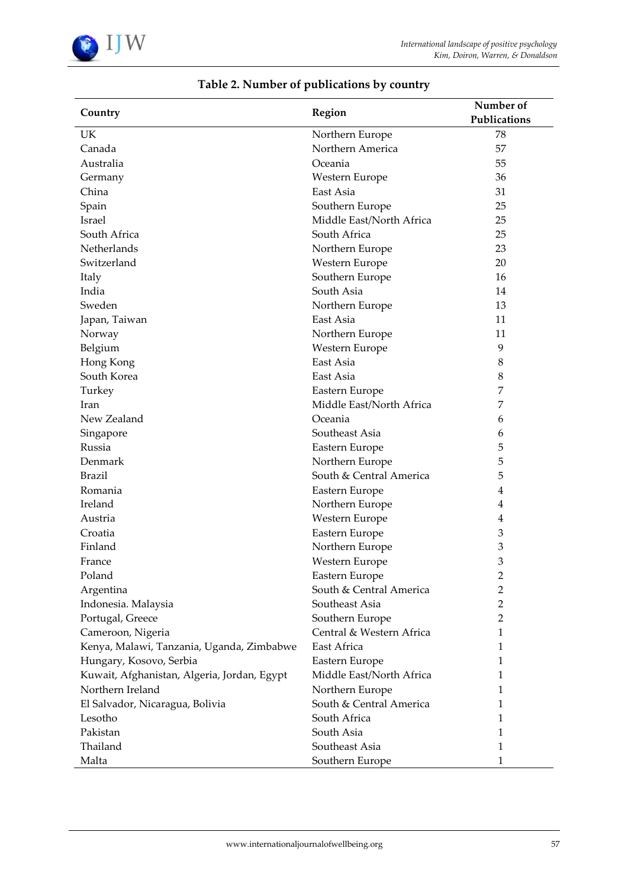**Table 2. Number of publications by country**

| Country | Region | Number of Publications |
|---|---|---|
| UK | Northern Europe | 78 |
| Canada | Northern America | 57 |
| Australia | Oceania | 55 |
| Germany | Western Europe | 36 |
| China | East Asia | 31 |
| Spain | Southern Europe | 25 |
| Israel | Middle East/North Africa | 25 |
| South Africa | South Africa | 25 |
| Netherlands | Northern Europe | 23 |
| Switzerland | Western Europe | 20 |
| Italy | Southern Europe | 16 |
| India | South Asia | 14 |
| Sweden | Northern Europe | 13 |
| Japan, Taiwan | East Asia | 11 |
| Norway | Northern Europe | 11 |
| Belgium | Western Europe | 9 |
| Hong Kong | East Asia | 8 |
| South Korea | East Asia | 8 |
| Turkey | Eastern Europe | 7 |
| Iran | Middle East/North Africa | 7 |
| New Zealand | Oceania | 6 |
| Singapore | Southeast Asia | 6 |
| Russia | Eastern Europe | 5 |
| Denmark | Northern Europe | 5 |
| Brazil | South & Central America | 5 |
| Romania | Eastern Europe | 4 |
| Ireland | Northern Europe | 4 |
| Austria | Western Europe | 4 |
| Croatia | Eastern Europe | 3 |
| Finland | Northern Europe | 3 |
| France | Western Europe | 3 |
| Poland | Eastern Europe | 2 |
| Argentina | South & Central America | 2 |
| Indonesia. Malaysia | Southeast Asia | 2 |
| Portugal, Greece | Southern Europe | 2 |
| Cameroon, Nigeria | Central & Western Africa | 1 |
| Kenya, Malawi, Tanzania, Uganda, Zimbabwe | East Africa | 1 |
| Hungary, Kosovo, Serbia | Eastern Europe | 1 |
| Kuwait, Afghanistan, Algeria, Jordan, Egypt | Middle East/North Africa | 1 |
| Northern Ireland | Northern Europe | 1 |
| El Salvador, Nicaragua, Bolivia | South & Central America | 1 |
| Lesotho | South Africa | 1 |
| Pakistan | South Asia | 1 |
| Thailand | Southeast Asia | 1 |
| Malta | Southern Europe | 1 |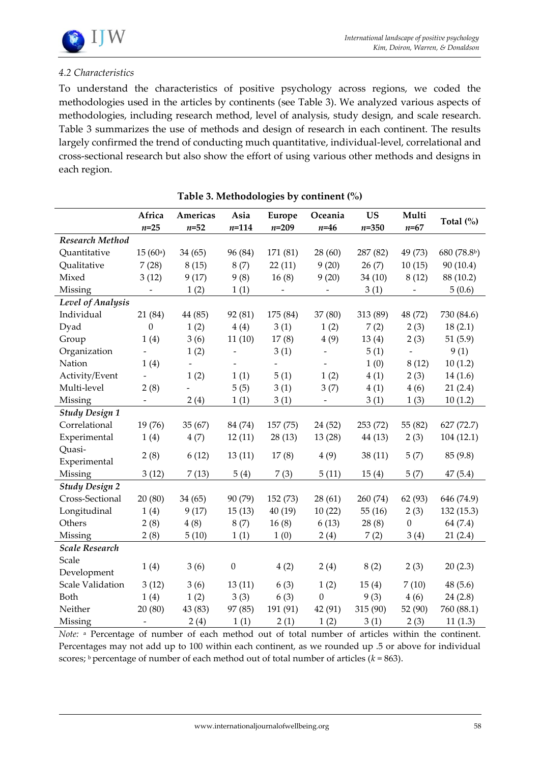### *4.2 Characteristics*

To understand the characteristics of positive psychology across regions, we coded the methodologies used in the articles by continents (see Table 3). We analyzed various aspects of methodologies, including research method, level of analysis, study design, and scale research. Table 3 summarizes the use of methods and design of research in each continent. The results largely confirmed the trend of conducting much quantitative, individual-level, correlational and cross-sectional research but also show the effort of using various other methods and designs in each region.

**Table 3. Methodologies by continent (%)**

| | Africa *n*=25 | Americas *n*=52 | Asia *n*=114 | Europe *n*=209 | Oceania *n*=46 | US *n*=350 | Multi *n*=67 | Total (%) |
|---|---|---|---|---|---|---|---|---|
| ***Research Method*** | | | | | | | | |
| Quantitative | 15 (60[a]) | 34 (65) | 96 (84) | 171 (81) | 28 (60) | 287 (82) | 49 (73) | 680 (78.8[b]) |
| Qualitative | 7 (28) | 8 (15) | 8 (7) | 22 (11) | 9 (20) | 26 (7) | 10 (15) | 90 (10.4) |
| Mixed | 3 (12) | 9 (17) | 9 (8) | 16 (8) | 9 (20) | 34 (10) | 8 (12) | 88 (10.2) |
| Missing | - | 1 (2) | 1 (1) | - | - | 3 (1) | - | 5 (0.6) |
| ***Level of Analysis*** | | | | | | | | |
| Individual | 21 (84) | 44 (85) | 92 (81) | 175 (84) | 37 (80) | 313 (89) | 48 (72) | 730 (84.6) |
| Dyad | 0 | 1 (2) | 4 (4) | 3 (1) | 1 (2) | 7 (2) | 2 (3) | 18 (2.1) |
| Group | 1 (4) | 3 (6) | 11 (10) | 17 (8) | 4 (9) | 13 (4) | 2 (3) | 51 (5.9) |
| Organization | - | 1 (2) | - | 3 (1) | - | 5 (1) | - | 9 (1) |
| Nation | 1 (4) | - | - | - | - | 1 (0) | 8 (12) | 10 (1.2) |
| Activity/Event | - | 1 (2) | 1 (1) | 5 (1) | 1 (2) | 4 (1) | 2 (3) | 14 (1.6) |
| Multi-level | 2 (8) | - | 5 (5) | 3 (1) | 3 (7) | 4 (1) | 4 (6) | 21 (2.4) |
| Missing | - | 2 (4) | 1 (1) | 3 (1) | - | 3 (1) | 1 (3) | 10 (1.2) |
| ***Study Design 1*** | | | | | | | | |
| Correlational | 19 (76) | 35 (67) | 84 (74) | 157 (75) | 24 (52) | 253 (72) | 55 (82) | 627 (72.7) |
| Experimental | 1 (4) | 4 (7) | 12 (11) | 28 (13) | 13 (28) | 44 (13) | 2 (3) | 104 (12.1) |
| Quasi-Experimental | 2 (8) | 6 (12) | 13 (11) | 17 (8) | 4 (9) | 38 (11) | 5 (7) | 85 (9.8) |
| Missing | 3 (12) | 7 (13) | 5 (4) | 7 (3) | 5 (11) | 15 (4) | 5 (7) | 47 (5.4) |
| ***Study Design 2*** | | | | | | | | |
| Cross-Sectional | 20 (80) | 34 (65) | 90 (79) | 152 (73) | 28 (61) | 260 (74) | 62 (93) | 646 (74.9) |
| Longitudinal | 1 (4) | 9 (17) | 15 (13) | 40 (19) | 10 (22) | 55 (16) | 2 (3) | 132 (15.3) |
| Others | 2 (8) | 4 (8) | 8 (7) | 16 (8) | 6 (13) | 28 (8) | 0 | 64 (7.4) |
| Missing | 2 (8) | 5 (10) | 1 (1) | 1 (0) | 2 (4) | 7 (2) | 3 (4) | 21 (2.4) |
| ***Scale Research*** | | | | | | | | |
| Scale Development | 1 (4) | 3 (6) | 0 | 4 (2) | 2 (4) | 8 (2) | 2 (3) | 20 (2.3) |
| Scale Validation | 3 (12) | 3 (6) | 13 (11) | 6 (3) | 1 (2) | 15 (4) | 7 (10) | 48 (5.6) |
| Both | 1 (4) | 1 (2) | 3 (3) | 6 (3) | 0 | 9 (3) | 4 (6) | 24 (2.8) |
| Neither | 20 (80) | 43 (83) | 97 (85) | 191 (91) | 42 (91) | 315 (90) | 52 (90) | 760 (88.1) |
| Missing | - | 2 (4) | 1 (1) | 2 (1) | 1 (2) | 3 (1) | 2 (3) | 11 (1.3) |

*Note:* [a] Percentage of number of each method out of total number of articles within the continent. Percentages may not add up to 100 within each continent, as we rounded up .5 or above for individual scores; [b] percentage of number of each method out of total number of articles ($k$ = 863).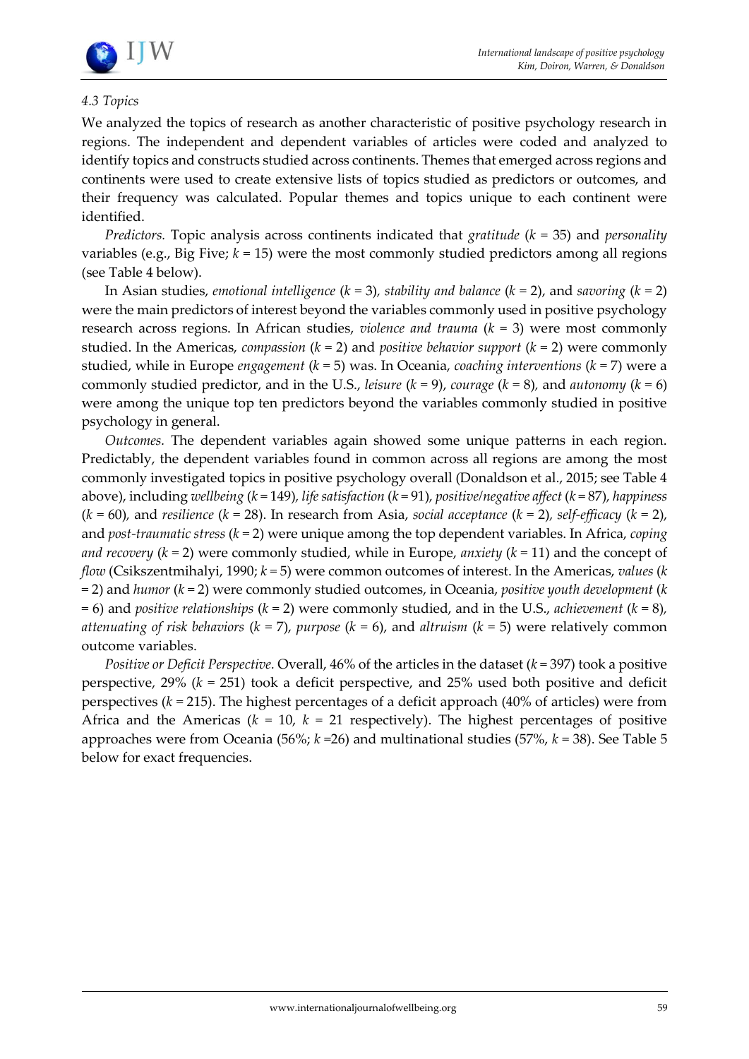### *4.3 Topics*

We analyzed the topics of research as another characteristic of positive psychology research in regions. The independent and dependent variables of articles were coded and analyzed to identify topics and constructs studied across continents. Themes that emerged across regions and continents were used to create extensive lists of topics studied as predictors or outcomes, and their frequency was calculated. Popular themes and topics unique to each continent were identified.

*Predictors.* Topic analysis across continents indicated that *gratitude* ($k$ = 35) and *personality* variables (e.g., Big Five; $k$ = 15) were the most commonly studied predictors among all regions (see Table 4 below).

In Asian studies, *emotional intelligence* ($k$ = 3), *stability and balance* ($k$ = 2), and *savoring* ($k$ = 2) were the main predictors of interest beyond the variables commonly used in positive psychology research across regions. In African studies, *violence and trauma* ($k$ = 3) were most commonly studied. In the Americas, *compassion* ($k$ = 2) and *positive behavior support* ($k$ = 2) were commonly studied, while in Europe *engagement* ($k$ = 5) was. In Oceania, *coaching interventions* ($k$ = 7) were a commonly studied predictor, and in the U.S., *leisure* ($k$ = 9), *courage* ($k$ = 8), and *autonomy* ($k$ = 6) were among the unique top ten predictors beyond the variables commonly studied in positive psychology in general.

*Outcomes.* The dependent variables again showed some unique patterns in each region. Predictably, the dependent variables found in common across all regions are among the most commonly investigated topics in positive psychology overall (Donaldson et al., 2015; see Table 4 above), including *wellbeing* ($k$ = 149), *life satisfaction* ($k$ = 91), *positive/negative affect* ($k$ = 87), *happiness* ($k$ = 60), and *resilience* ($k$ = 28). In research from Asia, *social acceptance* ($k$ = 2), *self-efficacy* ($k$ = 2), and *post-traumatic stress* ($k$ = 2) were unique among the top dependent variables. In Africa, *coping and recovery* ($k$ = 2) were commonly studied, while in Europe, *anxiety* ($k$ = 11) and the concept of *flow* (Csikszentmihalyi, 1990; $k$ = 5) were common outcomes of interest. In the Americas, *values* ($k$ = 2) and *humor* ($k$ = 2) were commonly studied outcomes, in Oceania, *positive youth development* ($k$ = 6) and *positive relationships* ($k$ = 2) were commonly studied, and in the U.S., *achievement* ($k$ = 8), *attenuating of risk behaviors* ($k$ = 7), *purpose* ($k$ = 6), and *altruism* ($k$ = 5) were relatively common outcome variables.

*Positive or Deficit Perspective.* Overall, 46% of the articles in the dataset ($k$ = 397) took a positive perspective, 29% ($k$ = 251) took a deficit perspective, and 25% used both positive and deficit perspectives ($k$ = 215). The highest percentages of a deficit approach (40% of articles) were from Africa and the Americas ($k$ = 10, $k$ = 21 respectively). The highest percentages of positive approaches were from Oceania (56%; $k$ =26) and multinational studies (57%, $k$ = 38). See Table 5 below for exact frequencies.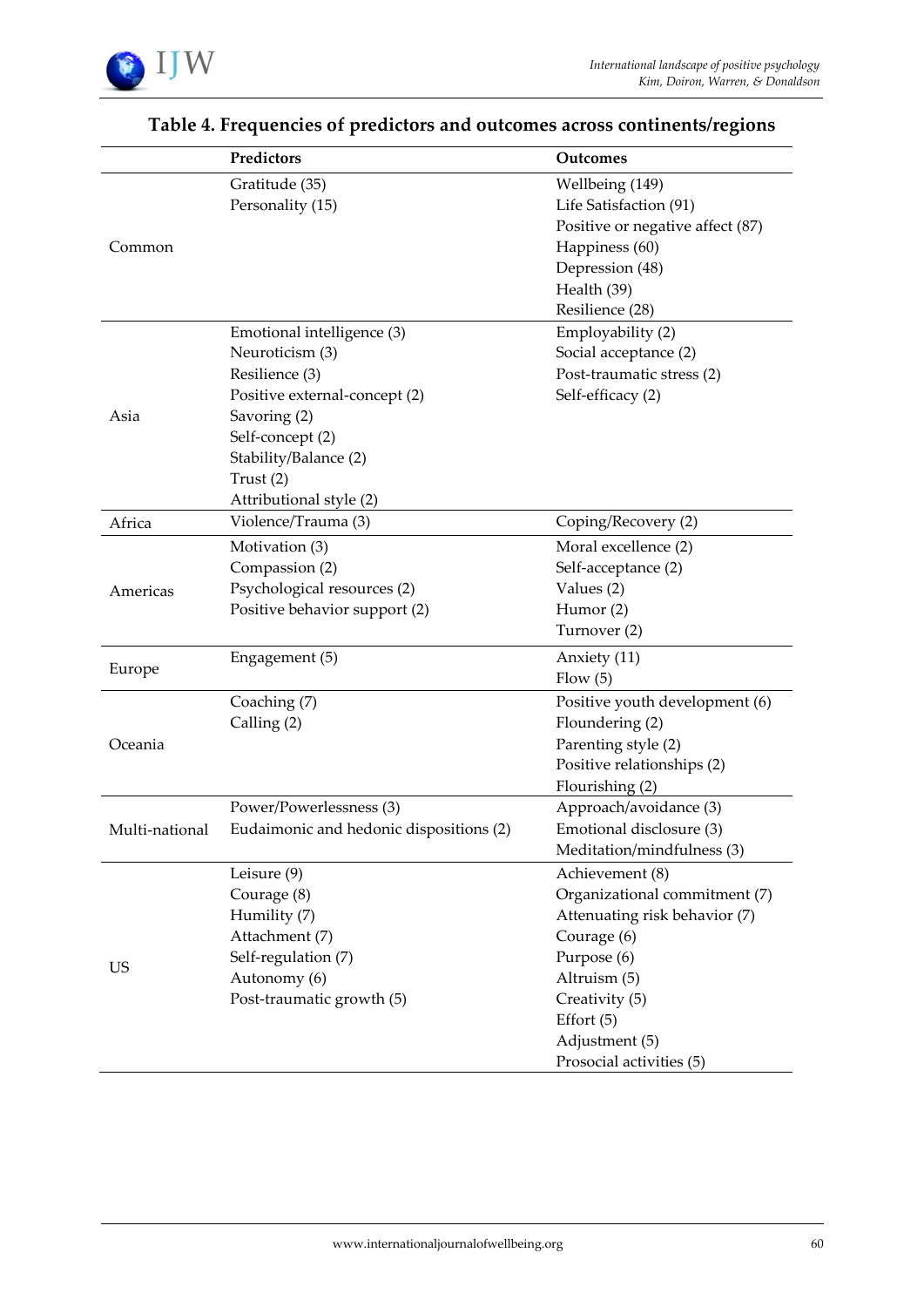**Table 4. Frequencies of predictors and outcomes across continents/regions**

| | Predictors | Outcomes |
|---|---|---|
| Common | Gratitude (35)<br>Personality (15) | Wellbeing (149)<br>Life Satisfaction (91)<br>Positive or negative affect (87)<br>Happiness (60)<br>Depression (48)<br>Health (39)<br>Resilience (28) |
| Asia | Emotional intelligence (3)<br>Neuroticism (3)<br>Resilience (3)<br>Positive external-concept (2)<br>Savoring (2)<br>Self-concept (2)<br>Stability/Balance (2)<br>Trust (2)<br>Attributional style (2) | Employability (2)<br>Social acceptance (2)<br>Post-traumatic stress (2)<br>Self-efficacy (2) |
| Africa | Violence/Trauma (3) | Coping/Recovery (2) |
| Americas | Motivation (3)<br>Compassion (2)<br>Psychological resources (2)<br>Positive behavior support (2) | Moral excellence (2)<br>Self-acceptance (2)<br>Values (2)<br>Humor (2)<br>Turnover (2) |
| Europe | Engagement (5) | Anxiety (11)<br>Flow (5) |
| Oceania | Coaching (7)<br>Calling (2) | Positive youth development (6)<br>Floundering (2)<br>Parenting style (2)<br>Positive relationships (2)<br>Flourishing (2) |
| Multi-national | Power/Powerlessness (3)<br>Eudaimonic and hedonic dispositions (2) | Approach/avoidance (3)<br>Emotional disclosure (3)<br>Meditation/mindfulness (3) |
| US | Leisure (9)<br>Courage (8)<br>Humility (7)<br>Attachment (7)<br>Self-regulation (7)<br>Autonomy (6)<br>Post-traumatic growth (5) | Achievement (8)<br>Organizational commitment (7)<br>Attenuating risk behavior (7)<br>Courage (6)<br>Purpose (6)<br>Altruism (5)<br>Creativity (5)<br>Effort (5)<br>Adjustment (5)<br>Prosocial activities (5) |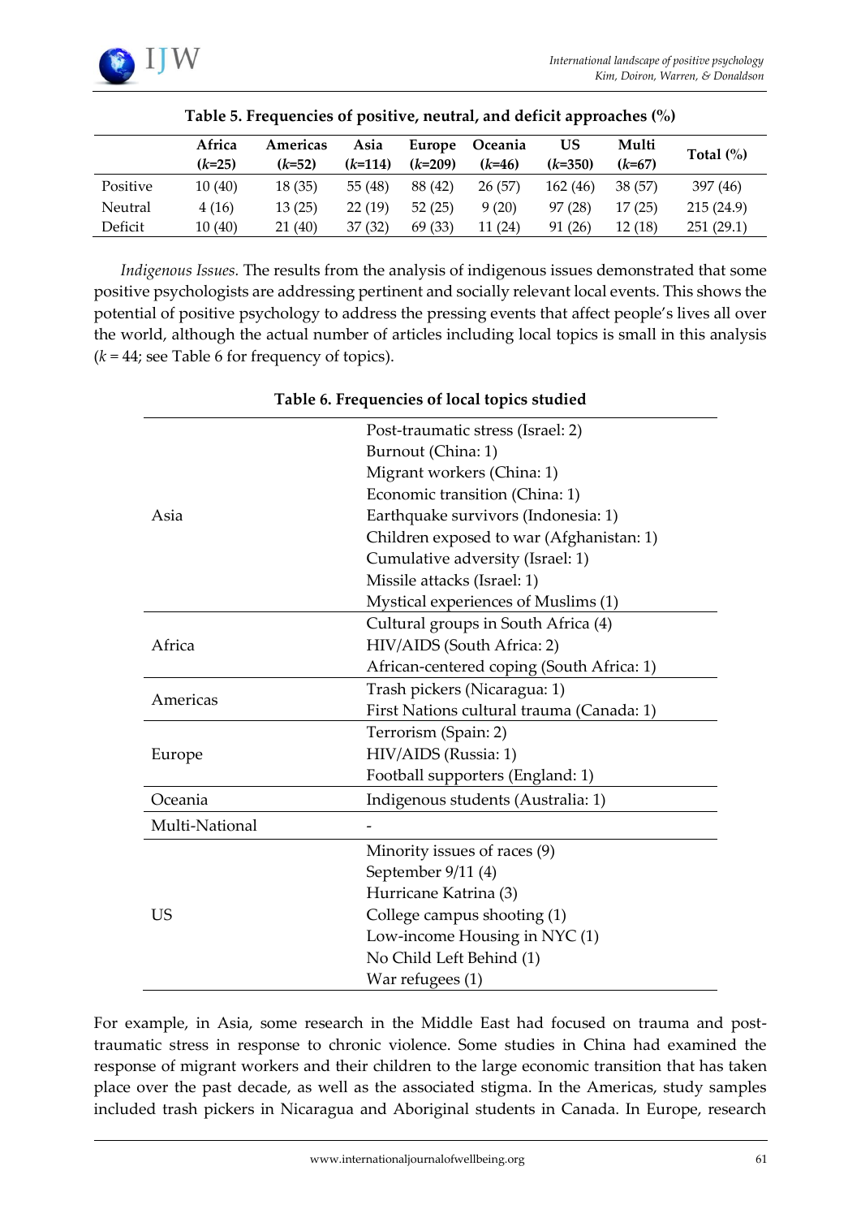**Table 5. Frequencies of positive, neutral, and deficit approaches (%)**

| | Africa ($k$=25) | Americas ($k$=52) | Asia ($k$=114) | Europe ($k$=209) | Oceania ($k$=46) | US ($k$=350) | Multi ($k$=67) | Total (%) |
|---|---|---|---|---|---|---|---|---|
| Positive | 10 (40) | 18 (35) | 55 (48) | 88 (42) | 26 (57) | 162 (46) | 38 (57) | 397 (46) |
| Neutral | 4 (16) | 13 (25) | 22 (19) | 52 (25) | 9 (20) | 97 (28) | 17 (25) | 215 (24.9) |
| Deficit | 10 (40) | 21 (40) | 37 (32) | 69 (33) | 11 (24) | 91 (26) | 12 (18) | 251 (29.1) |

*Indigenous Issues.* The results from the analysis of indigenous issues demonstrated that some positive psychologists are addressing pertinent and socially relevant local events. This shows the potential of positive psychology to address the pressing events that affect people's lives all over the world, although the actual number of articles including local topics is small in this analysis ($k$ = 44; see Table 6 for frequency of topics).

**Table 6. Frequencies of local topics studied**

| Region | Topics |
|---|---|
| Asia | Post-traumatic stress (Israel: 2) |
| | Burnout (China: 1) |
| | Migrant workers (China: 1) |
| | Economic transition (China: 1) |
| | Earthquake survivors (Indonesia: 1) |
| | Children exposed to war (Afghanistan: 1) |
| | Cumulative adversity (Israel: 1) |
| | Missile attacks (Israel: 1) |
| | Mystical experiences of Muslims (1) |
| Africa | Cultural groups in South Africa (4) |
| | HIV/AIDS (South Africa: 2) |
| | African-centered coping (South Africa: 1) |
| Americas | Trash pickers (Nicaragua: 1) |
| | First Nations cultural trauma (Canada: 1) |
| Europe | Terrorism (Spain: 2) |
| | HIV/AIDS (Russia: 1) |
| | Football supporters (England: 1) |
| Oceania | Indigenous students (Australia: 1) |
| Multi-National | - |
| US | Minority issues of races (9) |
| | September 9/11 (4) |
| | Hurricane Katrina (3) |
| | College campus shooting (1) |
| | Low-income Housing in NYC (1) |
| | No Child Left Behind (1) |
| | War refugees (1) |

For example, in Asia, some research in the Middle East had focused on trauma and post-traumatic stress in response to chronic violence. Some studies in China had examined the response of migrant workers and their children to the large economic transition that has taken place over the past decade, as well as the associated stigma. In the Americas, study samples included trash pickers in Nicaragua and Aboriginal students in Canada. In Europe, research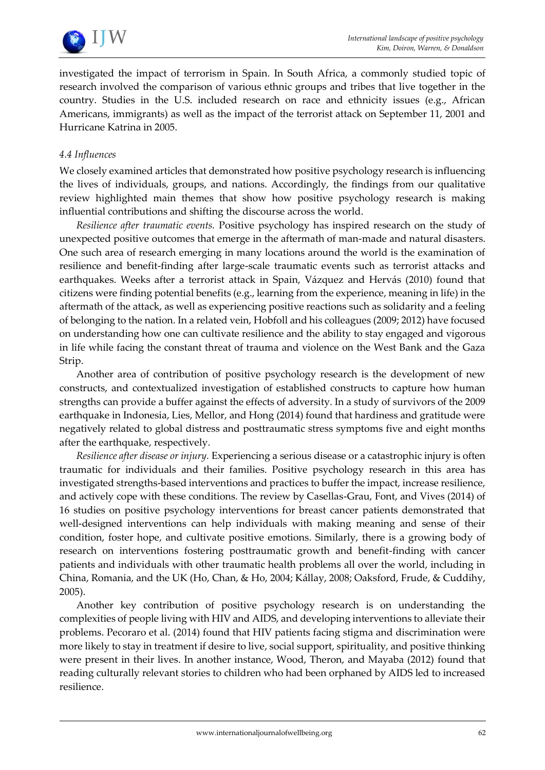investigated the impact of terrorism in Spain. In South Africa, a commonly studied topic of research involved the comparison of various ethnic groups and tribes that live together in the country. Studies in the U.S. included research on race and ethnicity issues (e.g., African Americans, immigrants) as well as the impact of the terrorist attack on September 11, 2001 and Hurricane Katrina in 2005.

### *4.4 Influences*

We closely examined articles that demonstrated how positive psychology research is influencing the lives of individuals, groups, and nations. Accordingly, the findings from our qualitative review highlighted main themes that show how positive psychology research is making influential contributions and shifting the discourse across the world.

*Resilience after traumatic events.* Positive psychology has inspired research on the study of unexpected positive outcomes that emerge in the aftermath of man-made and natural disasters. One such area of research emerging in many locations around the world is the examination of resilience and benefit-finding after large-scale traumatic events such as terrorist attacks and earthquakes. Weeks after a terrorist attack in Spain, Vázquez and Hervás (2010) found that citizens were finding potential benefits (e.g., learning from the experience, meaning in life) in the aftermath of the attack, as well as experiencing positive reactions such as solidarity and a feeling of belonging to the nation. In a related vein, Hobfoll and his colleagues (2009; 2012) have focused on understanding how one can cultivate resilience and the ability to stay engaged and vigorous in life while facing the constant threat of trauma and violence on the West Bank and the Gaza Strip.

Another area of contribution of positive psychology research is the development of new constructs, and contextualized investigation of established constructs to capture how human strengths can provide a buffer against the effects of adversity. In a study of survivors of the 2009 earthquake in Indonesia, Lies, Mellor, and Hong (2014) found that hardiness and gratitude were negatively related to global distress and posttraumatic stress symptoms five and eight months after the earthquake, respectively.

*Resilience after disease or injury.* Experiencing a serious disease or a catastrophic injury is often traumatic for individuals and their families. Positive psychology research in this area has investigated strengths-based interventions and practices to buffer the impact, increase resilience, and actively cope with these conditions. The review by Casellas-Grau, Font, and Vives (2014) of 16 studies on positive psychology interventions for breast cancer patients demonstrated that well-designed interventions can help individuals with making meaning and sense of their condition, foster hope, and cultivate positive emotions. Similarly, there is a growing body of research on interventions fostering posttraumatic growth and benefit-finding with cancer patients and individuals with other traumatic health problems all over the world, including in China, Romania, and the UK (Ho, Chan, & Ho, 2004; Kállay, 2008; Oaksford, Frude, & Cuddihy, 2005).

Another key contribution of positive psychology research is on understanding the complexities of people living with HIV and AIDS, and developing interventions to alleviate their problems. Pecoraro et al. (2014) found that HIV patients facing stigma and discrimination were more likely to stay in treatment if desire to live, social support, spirituality, and positive thinking were present in their lives. In another instance, Wood, Theron, and Mayaba (2012) found that reading culturally relevant stories to children who had been orphaned by AIDS led to increased resilience.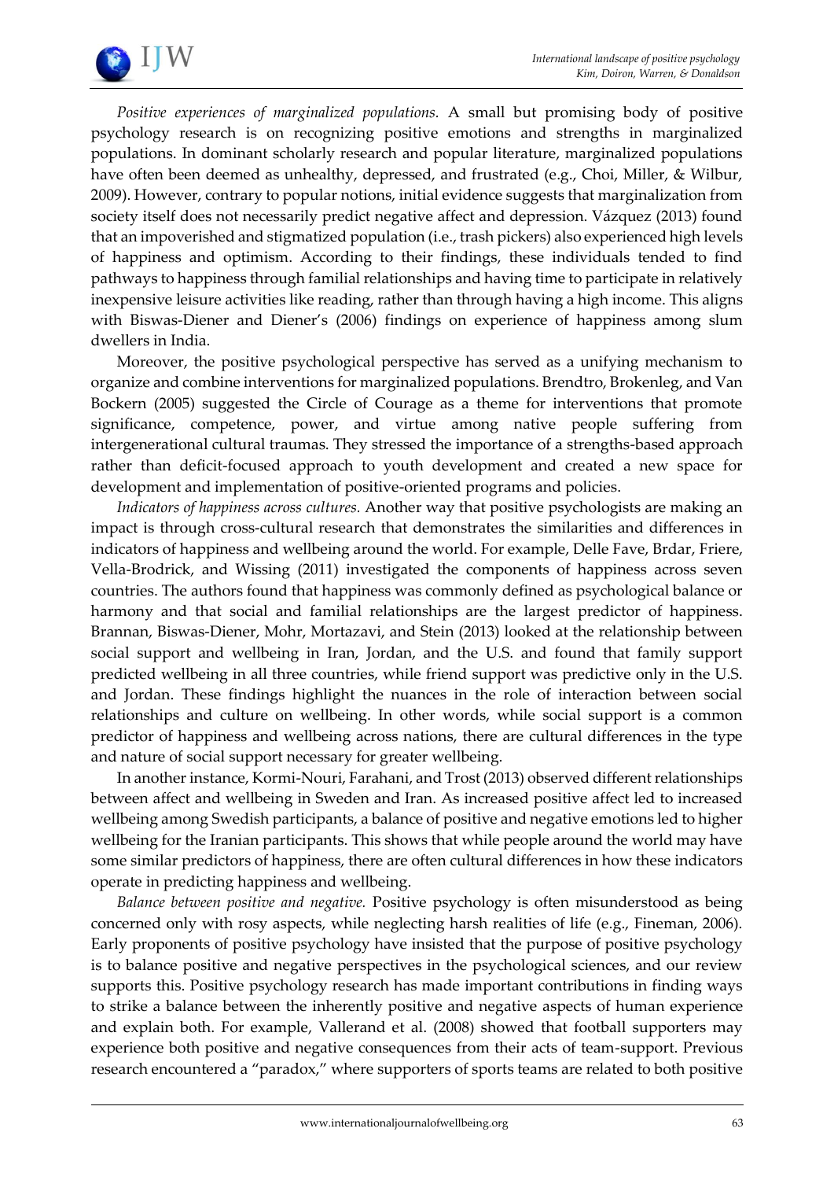*Positive experiences of marginalized populations.* A small but promising body of positive psychology research is on recognizing positive emotions and strengths in marginalized populations. In dominant scholarly research and popular literature, marginalized populations have often been deemed as unhealthy, depressed, and frustrated (e.g., Choi, Miller, & Wilbur, 2009). However, contrary to popular notions, initial evidence suggests that marginalization from society itself does not necessarily predict negative affect and depression. Vázquez (2013) found that an impoverished and stigmatized population (i.e., trash pickers) also experienced high levels of happiness and optimism. According to their findings, these individuals tended to find pathways to happiness through familial relationships and having time to participate in relatively inexpensive leisure activities like reading, rather than through having a high income. This aligns with Biswas-Diener and Diener's (2006) findings on experience of happiness among slum dwellers in India.

Moreover, the positive psychological perspective has served as a unifying mechanism to organize and combine interventions for marginalized populations. Brendtro, Brokenleg, and Van Bockern (2005) suggested the Circle of Courage as a theme for interventions that promote significance, competence, power, and virtue among native people suffering from intergenerational cultural traumas. They stressed the importance of a strengths-based approach rather than deficit-focused approach to youth development and created a new space for development and implementation of positive-oriented programs and policies.

*Indicators of happiness across cultures.* Another way that positive psychologists are making an impact is through cross-cultural research that demonstrates the similarities and differences in indicators of happiness and wellbeing around the world. For example, Delle Fave, Brdar, Friere, Vella-Brodrick, and Wissing (2011) investigated the components of happiness across seven countries. The authors found that happiness was commonly defined as psychological balance or harmony and that social and familial relationships are the largest predictor of happiness. Brannan, Biswas-Diener, Mohr, Mortazavi, and Stein (2013) looked at the relationship between social support and wellbeing in Iran, Jordan, and the U.S. and found that family support predicted wellbeing in all three countries, while friend support was predictive only in the U.S. and Jordan. These findings highlight the nuances in the role of interaction between social relationships and culture on wellbeing. In other words, while social support is a common predictor of happiness and wellbeing across nations, there are cultural differences in the type and nature of social support necessary for greater wellbeing.

In another instance, Kormi-Nouri, Farahani, and Trost (2013) observed different relationships between affect and wellbeing in Sweden and Iran. As increased positive affect led to increased wellbeing among Swedish participants, a balance of positive and negative emotions led to higher wellbeing for the Iranian participants. This shows that while people around the world may have some similar predictors of happiness, there are often cultural differences in how these indicators operate in predicting happiness and wellbeing.

*Balance between positive and negative.* Positive psychology is often misunderstood as being concerned only with rosy aspects, while neglecting harsh realities of life (e.g., Fineman, 2006). Early proponents of positive psychology have insisted that the purpose of positive psychology is to balance positive and negative perspectives in the psychological sciences, and our review supports this. Positive psychology research has made important contributions in finding ways to strike a balance between the inherently positive and negative aspects of human experience and explain both. For example, Vallerand et al. (2008) showed that football supporters may experience both positive and negative consequences from their acts of team-support. Previous research encountered a "paradox," where supporters of sports teams are related to both positive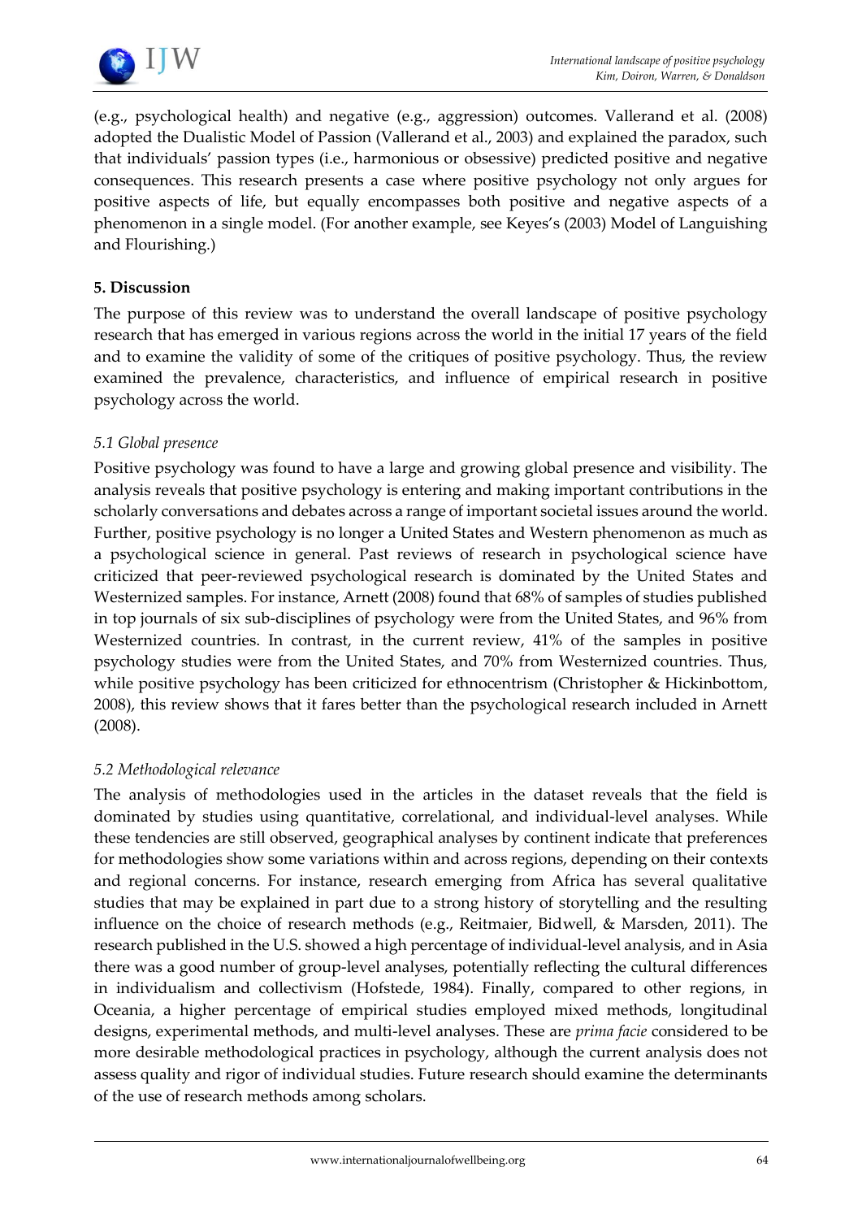(e.g., psychological health) and negative (e.g., aggression) outcomes. Vallerand et al. (2008) adopted the Dualistic Model of Passion (Vallerand et al., 2003) and explained the paradox, such that individuals' passion types (i.e., harmonious or obsessive) predicted positive and negative consequences. This research presents a case where positive psychology not only argues for positive aspects of life, but equally encompasses both positive and negative aspects of a phenomenon in a single model. (For another example, see Keyes's (2003) Model of Languishing and Flourishing.)

## 5. Discussion

The purpose of this review was to understand the overall landscape of positive psychology research that has emerged in various regions across the world in the initial 17 years of the field and to examine the validity of some of the critiques of positive psychology. Thus, the review examined the prevalence, characteristics, and influence of empirical research in positive psychology across the world.

### *5.1 Global presence*

Positive psychology was found to have a large and growing global presence and visibility. The analysis reveals that positive psychology is entering and making important contributions in the scholarly conversations and debates across a range of important societal issues around the world. Further, positive psychology is no longer a United States and Western phenomenon as much as a psychological science in general. Past reviews of research in psychological science have criticized that peer-reviewed psychological research is dominated by the United States and Westernized samples. For instance, Arnett (2008) found that 68% of samples of studies published in top journals of six sub-disciplines of psychology were from the United States, and 96% from Westernized countries. In contrast, in the current review, 41% of the samples in positive psychology studies were from the United States, and 70% from Westernized countries. Thus, while positive psychology has been criticized for ethnocentrism (Christopher & Hickinbottom, 2008), this review shows that it fares better than the psychological research included in Arnett (2008).

### *5.2 Methodological relevance*

The analysis of methodologies used in the articles in the dataset reveals that the field is dominated by studies using quantitative, correlational, and individual-level analyses. While these tendencies are still observed, geographical analyses by continent indicate that preferences for methodologies show some variations within and across regions, depending on their contexts and regional concerns. For instance, research emerging from Africa has several qualitative studies that may be explained in part due to a strong history of storytelling and the resulting influence on the choice of research methods (e.g., Reitmaier, Bidwell, & Marsden, 2011). The research published in the U.S. showed a high percentage of individual-level analysis, and in Asia there was a good number of group-level analyses, potentially reflecting the cultural differences in individualism and collectivism (Hofstede, 1984). Finally, compared to other regions, in Oceania, a higher percentage of empirical studies employed mixed methods, longitudinal designs, experimental methods, and multi-level analyses. These are *prima facie* considered to be more desirable methodological practices in psychology, although the current analysis does not assess quality and rigor of individual studies. Future research should examine the determinants of the use of research methods among scholars.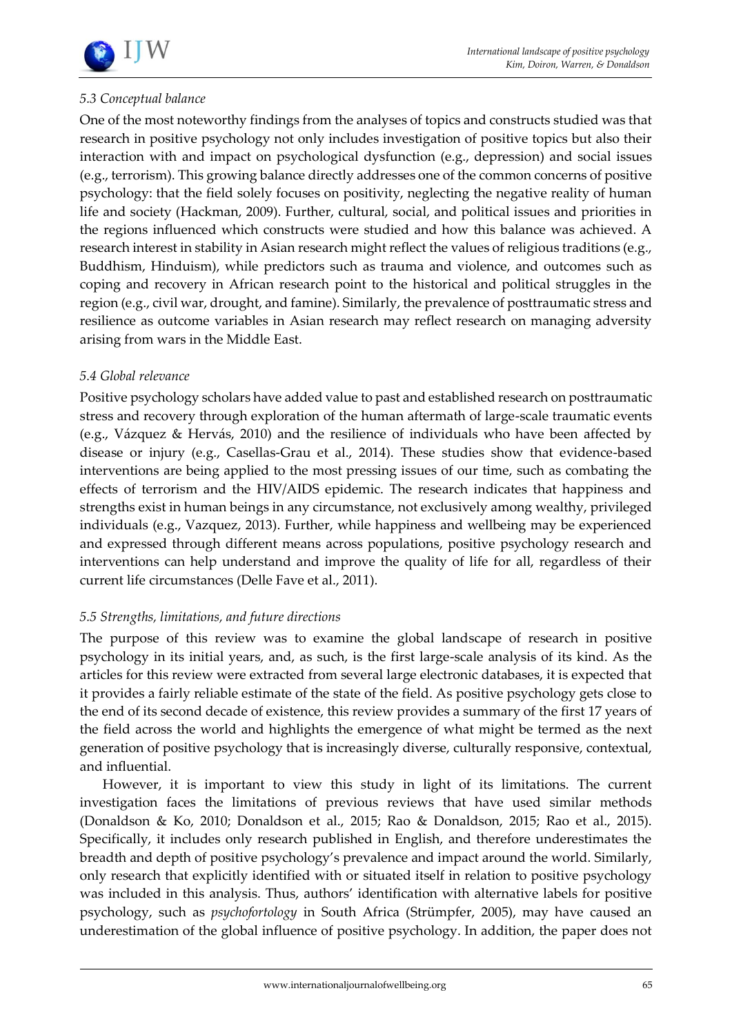### *5.3 Conceptual balance*

One of the most noteworthy findings from the analyses of topics and constructs studied was that research in positive psychology not only includes investigation of positive topics but also their interaction with and impact on psychological dysfunction (e.g., depression) and social issues (e.g., terrorism). This growing balance directly addresses one of the common concerns of positive psychology: that the field solely focuses on positivity, neglecting the negative reality of human life and society (Hackman, 2009). Further, cultural, social, and political issues and priorities in the regions influenced which constructs were studied and how this balance was achieved. A research interest in stability in Asian research might reflect the values of religious traditions (e.g., Buddhism, Hinduism), while predictors such as trauma and violence, and outcomes such as coping and recovery in African research point to the historical and political struggles in the region (e.g., civil war, drought, and famine). Similarly, the prevalence of posttraumatic stress and resilience as outcome variables in Asian research may reflect research on managing adversity arising from wars in the Middle East.

### *5.4 Global relevance*

Positive psychology scholars have added value to past and established research on posttraumatic stress and recovery through exploration of the human aftermath of large-scale traumatic events (e.g., Vázquez & Hervás, 2010) and the resilience of individuals who have been affected by disease or injury (e.g., Casellas-Grau et al., 2014). These studies show that evidence-based interventions are being applied to the most pressing issues of our time, such as combating the effects of terrorism and the HIV/AIDS epidemic. The research indicates that happiness and strengths exist in human beings in any circumstance, not exclusively among wealthy, privileged individuals (e.g., Vazquez, 2013). Further, while happiness and wellbeing may be experienced and expressed through different means across populations, positive psychology research and interventions can help understand and improve the quality of life for all, regardless of their current life circumstances (Delle Fave et al., 2011).

### *5.5 Strengths, limitations, and future directions*

The purpose of this review was to examine the global landscape of research in positive psychology in its initial years, and, as such, is the first large-scale analysis of its kind. As the articles for this review were extracted from several large electronic databases, it is expected that it provides a fairly reliable estimate of the state of the field. As positive psychology gets close to the end of its second decade of existence, this review provides a summary of the first 17 years of the field across the world and highlights the emergence of what might be termed as the next generation of positive psychology that is increasingly diverse, culturally responsive, contextual, and influential.

However, it is important to view this study in light of its limitations. The current investigation faces the limitations of previous reviews that have used similar methods (Donaldson & Ko, 2010; Donaldson et al., 2015; Rao & Donaldson, 2015; Rao et al., 2015). Specifically, it includes only research published in English, and therefore underestimates the breadth and depth of positive psychology's prevalence and impact around the world. Similarly, only research that explicitly identified with or situated itself in relation to positive psychology was included in this analysis. Thus, authors' identification with alternative labels for positive psychology, such as *psychofortology* in South Africa (Strümpfer, 2005), may have caused an underestimation of the global influence of positive psychology. In addition, the paper does not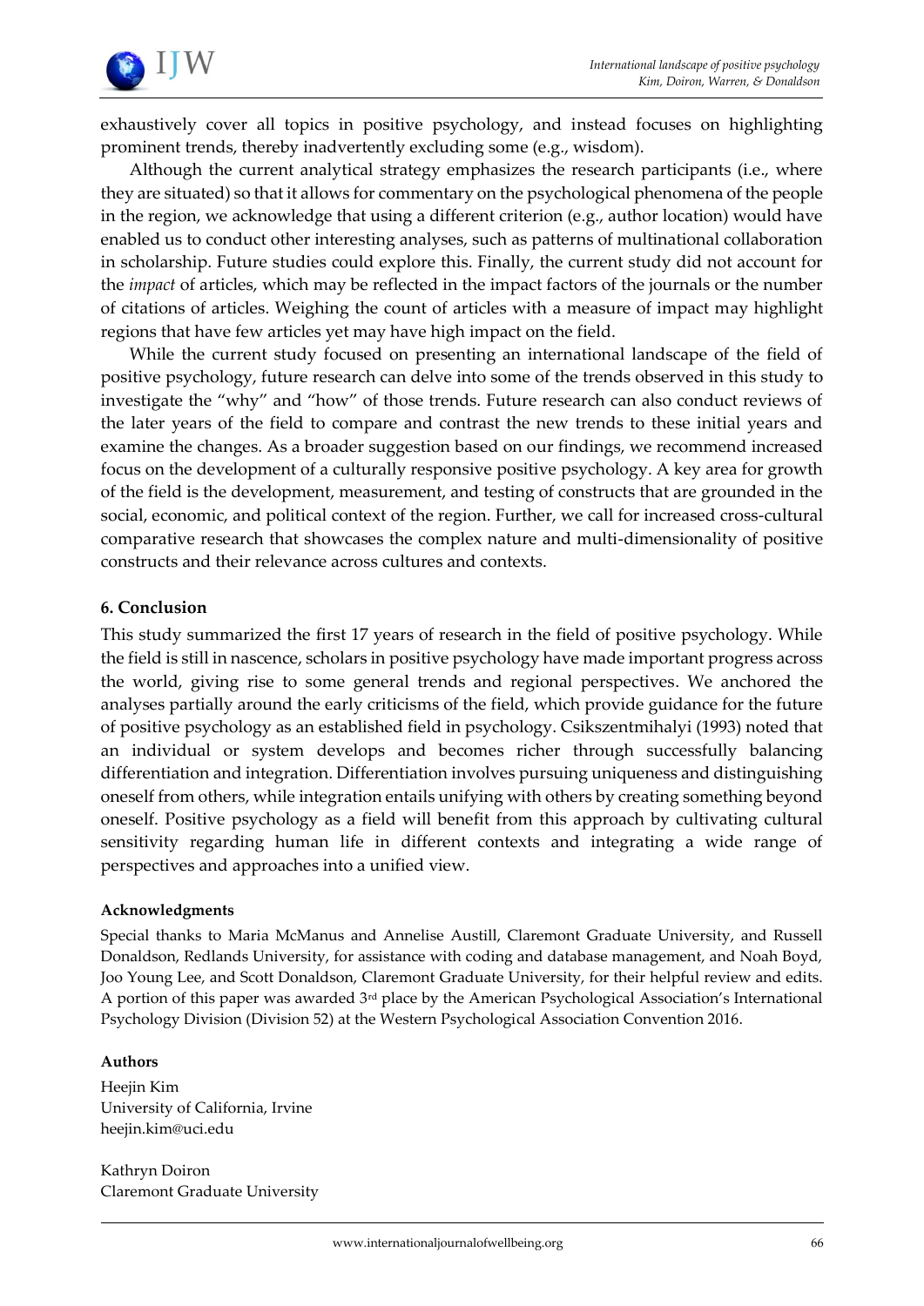exhaustively cover all topics in positive psychology, and instead focuses on highlighting prominent trends, thereby inadvertently excluding some (e.g., wisdom).

Although the current analytical strategy emphasizes the research participants (i.e., where they are situated) so that it allows for commentary on the psychological phenomena of the people in the region, we acknowledge that using a different criterion (e.g., author location) would have enabled us to conduct other interesting analyses, such as patterns of multinational collaboration in scholarship. Future studies could explore this. Finally, the current study did not account for the *impact* of articles, which may be reflected in the impact factors of the journals or the number of citations of articles. Weighing the count of articles with a measure of impact may highlight regions that have few articles yet may have high impact on the field.

While the current study focused on presenting an international landscape of the field of positive psychology, future research can delve into some of the trends observed in this study to investigate the "why" and "how" of those trends. Future research can also conduct reviews of the later years of the field to compare and contrast the new trends to these initial years and examine the changes. As a broader suggestion based on our findings, we recommend increased focus on the development of a culturally responsive positive psychology. A key area for growth of the field is the development, measurement, and testing of constructs that are grounded in the social, economic, and political context of the region. Further, we call for increased cross-cultural comparative research that showcases the complex nature and multi-dimensionality of positive constructs and their relevance across cultures and contexts.

## 6. Conclusion

This study summarized the first 17 years of research in the field of positive psychology. While the field is still in nascence, scholars in positive psychology have made important progress across the world, giving rise to some general trends and regional perspectives. We anchored the analyses partially around the early criticisms of the field, which provide guidance for the future of positive psychology as an established field in psychology. Csikszentmihalyi (1993) noted that an individual or system develops and becomes richer through successfully balancing differentiation and integration. Differentiation involves pursuing uniqueness and distinguishing oneself from others, while integration entails unifying with others by creating something beyond oneself. Positive psychology as a field will benefit from this approach by cultivating cultural sensitivity regarding human life in different contexts and integrating a wide range of perspectives and approaches into a unified view.

### Acknowledgments

Special thanks to Maria McManus and Annelise Austill, Claremont Graduate University, and Russell Donaldson, Redlands University, for assistance with coding and database management, and Noah Boyd, Joo Young Lee, and Scott Donaldson, Claremont Graduate University, for their helpful review and edits. A portion of this paper was awarded 3rd place by the American Psychological Association's International Psychology Division (Division 52) at the Western Psychological Association Convention 2016.

### Authors

Heejin Kim
University of California, Irvine
heejin.kim@uci.edu

Kathryn Doiron
Claremont Graduate University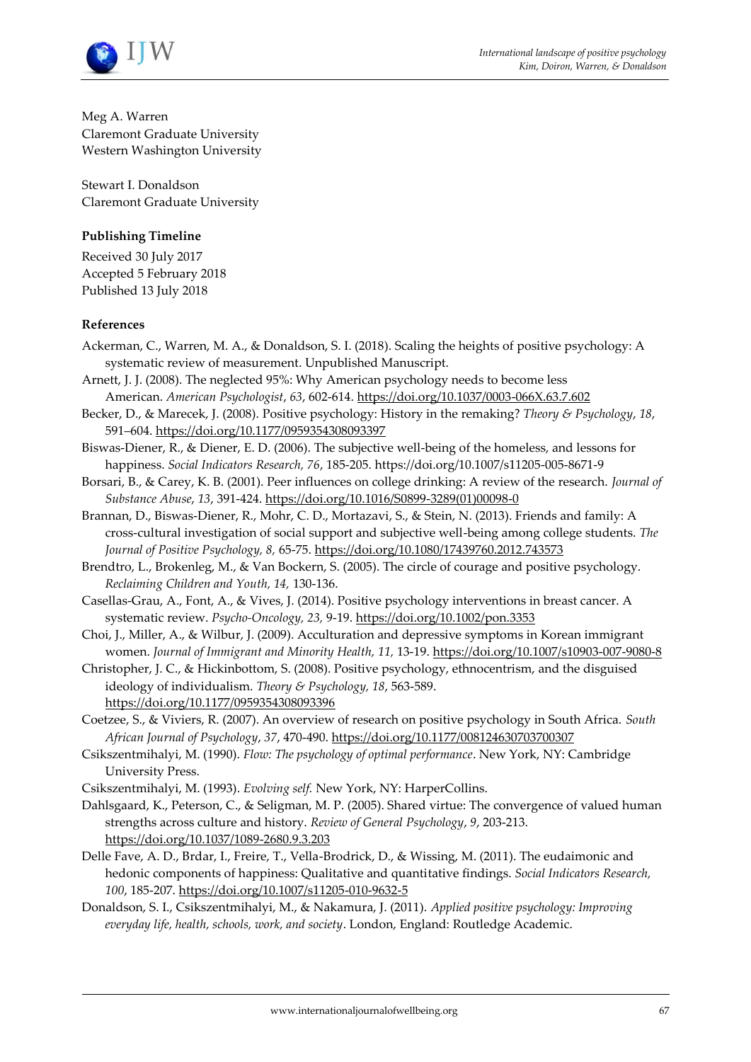Meg A. Warren
Claremont Graduate University
Western Washington University

Stewart I. Donaldson
Claremont Graduate University

**Publishing Timeline**

Received 30 July 2017
Accepted 5 February 2018
Published 13 July 2018

**References**

Ackerman, C., Warren, M. A., & Donaldson, S. I. (2018). Scaling the heights of positive psychology: A systematic review of measurement. Unpublished Manuscript.

Arnett, J. J. (2008). The neglected 95%: Why American psychology needs to become less American. *American Psychologist*, *63*, 602-614. https://doi.org/10.1037/0003-066X.63.7.602

Becker, D., & Marecek, J. (2008). Positive psychology: History in the remaking? *Theory & Psychology*, *18*, 591–604. https://doi.org/10.1177/0959354308093397

Biswas-Diener, R., & Diener, E. D. (2006). The subjective well-being of the homeless, and lessons for happiness. *Social Indicators Research, 76*, 185-205. https://doi.org/10.1007/s11205-005-8671-9

Borsari, B., & Carey, K. B. (2001). Peer influences on college drinking: A review of the research. *Journal of Substance Abuse*, *13*, 391-424. https://doi.org/10.1016/S0899-3289(01)00098-0

Brannan, D., Biswas-Diener, R., Mohr, C. D., Mortazavi, S., & Stein, N. (2013). Friends and family: A cross-cultural investigation of social support and subjective well-being among college students. *The Journal of Positive Psychology, 8,* 65-75. https://doi.org/10.1080/17439760.2012.743573

Brendtro, L., Brokenleg, M., & Van Bockern, S. (2005). The circle of courage and positive psychology. *Reclaiming Children and Youth, 14,* 130-136.

Casellas-Grau, A., Font, A., & Vives, J. (2014). Positive psychology interventions in breast cancer. A systematic review. *Psycho-Oncology, 23,* 9-19. https://doi.org/10.1002/pon.3353

Choi, J., Miller, A., & Wilbur, J. (2009). Acculturation and depressive symptoms in Korean immigrant women. *Journal of Immigrant and Minority Health, 11,* 13-19. https://doi.org/10.1007/s10903-007-9080-8

Christopher, J. C., & Hickinbottom, S. (2008). Positive psychology, ethnocentrism, and the disguised ideology of individualism. *Theory & Psychology, 18*, 563-589. https://doi.org/10.1177/0959354308093396

Coetzee, S., & Viviers, R. (2007). An overview of research on positive psychology in South Africa. *South African Journal of Psychology*, *37*, 470-490. https://doi.org/10.1177/008124630703700307

Csikszentmihalyi, M. (1990). *Flow: The psychology of optimal performance*. New York, NY: Cambridge University Press.

Csikszentmihalyi, M. (1993). *Evolving self.* New York, NY: HarperCollins.

Dahlsgaard, K., Peterson, C., & Seligman, M. P. (2005). Shared virtue: The convergence of valued human strengths across culture and history. *Review of General Psychology*, *9*, 203-213. https://doi.org/10.1037/1089-2680.9.3.203

Delle Fave, A. D., Brdar, I., Freire, T., Vella-Brodrick, D., & Wissing, M. (2011). The eudaimonic and hedonic components of happiness: Qualitative and quantitative findings. *Social Indicators Research, 100*, 185-207. https://doi.org/10.1007/s11205-010-9632-5

Donaldson, S. I., Csikszentmihalyi, M., & Nakamura, J. (2011). *Applied positive psychology: Improving everyday life, health, schools, work, and society*. London, England: Routledge Academic.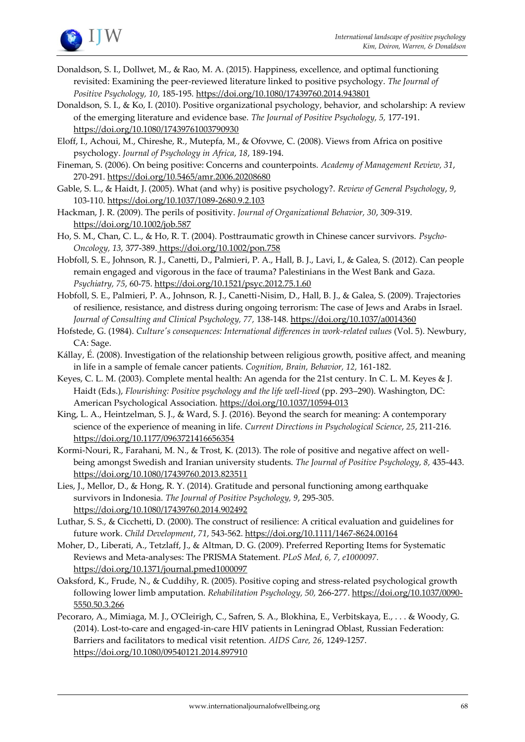Donaldson, S. I., Dollwet, M., & Rao, M. A. (2015). Happiness, excellence, and optimal functioning revisited: Examining the peer-reviewed literature linked to positive psychology. *The Journal of Positive Psychology, 10*, 185-195. https://doi.org/10.1080/17439760.2014.943801

Donaldson, S. I., & Ko, I. (2010). Positive organizational psychology, behavior, and scholarship: A review of the emerging literature and evidence base. *The Journal of Positive Psychology, 5,* 177-191. https://doi.org/10.1080/17439761003790930

Eloff, I., Achoui, M., Chireshe, R., Mutepfa, M., & Ofovwe, C. (2008). Views from Africa on positive psychology. *Journal of Psychology in Africa*, *18*, 189-194.

Fineman, S. (2006). On being positive: Concerns and counterpoints. *Academy of Management Review, 31*, 270-291. https://doi.org/10.5465/amr.2006.20208680

Gable, S. L., & Haidt, J. (2005). What (and why) is positive psychology?. *Review of General Psychology*, *9*, 103-110. https://doi.org/10.1037/1089-2680.9.2.103

Hackman, J. R. (2009). The perils of positivity. *Journal of Organizational Behavior, 30*, 309-319. https://doi.org/10.1002/job.587

Ho, S. M., Chan, C. L., & Ho, R. T. (2004). Posttraumatic growth in Chinese cancer survivors. *Psycho-Oncology, 13,* 377-389. https://doi.org/10.1002/pon.758

Hobfoll, S. E., Johnson, R. J., Canetti, D., Palmieri, P. A., Hall, B. J., Lavi, I., & Galea, S. (2012). Can people remain engaged and vigorous in the face of trauma? Palestinians in the West Bank and Gaza. *Psychiatry, 75*, 60-75. https://doi.org/10.1521/psyc.2012.75.1.60

Hobfoll, S. E., Palmieri, P. A., Johnson, R. J., Canetti-Nisim, D., Hall, B. J., & Galea, S. (2009). Trajectories of resilience, resistance, and distress during ongoing terrorism: The case of Jews and Arabs in Israel. *Journal of Consulting and Clinical Psychology, 77,* 138-148. https://doi.org/10.1037/a0014360

Hofstede, G. (1984). *Culture's consequences: International differences in work-related values* (Vol. 5). Newbury, CA: Sage.

Kállay, É. (2008). Investigation of the relationship between religious growth, positive affect, and meaning in life in a sample of female cancer patients. *Cognition, Brain, Behavior, 12,* 161-182.

Keyes, C. L. M. (2003). Complete mental health: An agenda for the 21st century. In C. L. M. Keyes & J. Haidt (Eds.), *Flourishing: Positive psychology and the life well-lived* (pp. 293–290). Washington, DC: American Psychological Association. https://doi.org/10.1037/10594-013

King, L. A., Heintzelman, S. J., & Ward, S. J. (2016). Beyond the search for meaning: A contemporary science of the experience of meaning in life. *Current Directions in Psychological Science*, *25*, 211-216. https://doi.org/10.1177/0963721416656354

Kormi-Nouri, R., Farahani, M. N., & Trost, K. (2013). The role of positive and negative affect on well-being amongst Swedish and Iranian university students. *The Journal of Positive Psychology, 8,* 435-443. https://doi.org/10.1080/17439760.2013.823511

Lies, J., Mellor, D., & Hong, R. Y. (2014). Gratitude and personal functioning among earthquake survivors in Indonesia. *The Journal of Positive Psychology, 9*, 295-305. https://doi.org/10.1080/17439760.2014.902492

Luthar, S. S., & Cicchetti, D. (2000). The construct of resilience: A critical evaluation and guidelines for future work. *Child Development*, *71*, 543-562. https://doi.org/10.1111/1467-8624.00164

Moher, D., Liberati, A., Tetzlaff, J., & Altman, D. G. (2009). Preferred Reporting Items for Systematic Reviews and Meta-analyses: The PRISMA Statement. *PLoS Med, 6, 7, e1000097.* https://doi.org/10.1371/journal.pmed1000097

Oaksford, K., Frude, N., & Cuddihy, R. (2005). Positive coping and stress-related psychological growth following lower limb amputation. *Rehabilitation Psychology, 50,* 266-277. https://doi.org/10.1037/0090-5550.50.3.266

Pecoraro, A., Mimiaga, M. J., O'Cleirigh, C., Safren, S. A., Blokhina, E., Verbitskaya, E., . . . & Woody, G. (2014). Lost-to-care and engaged-in-care HIV patients in Leningrad Oblast, Russian Federation: Barriers and facilitators to medical visit retention. *AIDS Care, 26*, 1249-1257. https://doi.org/10.1080/09540121.2014.897910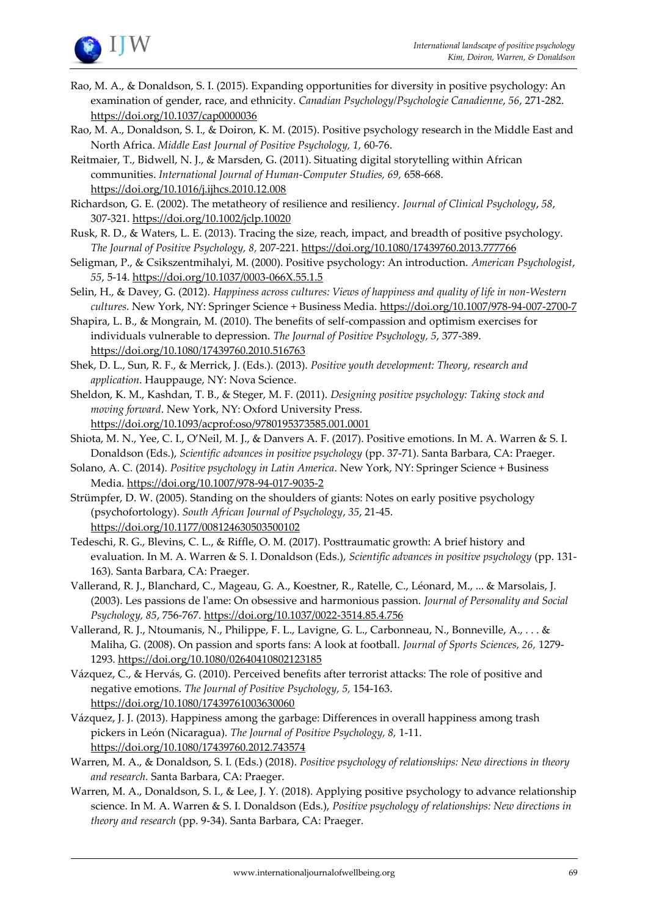Rao, M. A., & Donaldson, S. I. (2015). Expanding opportunities for diversity in positive psychology: An examination of gender, race, and ethnicity. *Canadian Psychology/Psychologie Canadienne*, *56*, 271-282. https://doi.org/10.1037/cap0000036

Rao, M. A., Donaldson, S. I., & Doiron, K. M. (2015). Positive psychology research in the Middle East and North Africa. *Middle East Journal of Positive Psychology, 1,* 60-76.

Reitmaier, T., Bidwell, N. J., & Marsden, G. (2011). Situating digital storytelling within African communities. *International Journal of Human-Computer Studies, 69,* 658-668. https://doi.org/10.1016/j.ijhcs.2010.12.008

Richardson, G. E. (2002). The metatheory of resilience and resiliency. *Journal of Clinical Psychology*, *58*, 307-321. https://doi.org/10.1002/jclp.10020

Rusk, R. D., & Waters, L. E. (2013). Tracing the size, reach, impact, and breadth of positive psychology. *The Journal of Positive Psychology, 8,* 207-221. https://doi.org/10.1080/17439760.2013.777766

Seligman, P., & Csikszentmihalyi, M. (2000). Positive psychology: An introduction. *American Psychologist*, *55*, 5-14. https://doi.org/10.1037/0003-066X.55.1.5

Selin, H., & Davey, G. (2012). *Happiness across cultures: Views of happiness and quality of life in non-Western cultures*. New York, NY: Springer Science + Business Media. https://doi.org/10.1007/978-94-007-2700-7

Shapira, L. B., & Mongrain, M. (2010). The benefits of self-compassion and optimism exercises for individuals vulnerable to depression. *The Journal of Positive Psychology, 5*, 377-389. https://doi.org/10.1080/17439760.2010.516763

Shek, D. L., Sun, R. F., & Merrick, J. (Eds.). (2013). *Positive youth development: Theory, research and application*. Hauppauge, NY: Nova Science.

Sheldon, K. M., Kashdan, T. B., & Steger, M. F. (2011). *Designing positive psychology: Taking stock and moving forward*. New York, NY: Oxford University Press. https://doi.org/10.1093/acprof:oso/9780195373585.001.0001

Shiota, M. N., Yee, C. I., O'Neil, M. J., & Danvers A. F. (2017). Positive emotions. In M. A. Warren & S. I. Donaldson (Eds.), *Scientific advances in positive psychology* (pp. 37-71). Santa Barbara, CA: Praeger.

Solano, A. C. (2014). *Positive psychology in Latin America*. New York, NY: Springer Science + Business Media. https://doi.org/10.1007/978-94-017-9035-2

Strümpfer, D. W. (2005). Standing on the shoulders of giants: Notes on early positive psychology (psychofortology). *South African Journal of Psychology*, *35*, 21-45. https://doi.org/10.1177/008124630503500102

Tedeschi, R. G., Blevins, C. L., & Riffle, O. M. (2017). Posttraumatic growth: A brief history and evaluation. In M. A. Warren & S. I. Donaldson (Eds.), *Scientific advances in positive psychology* (pp. 131-163). Santa Barbara, CA: Praeger.

Vallerand, R. J., Blanchard, C., Mageau, G. A., Koestner, R., Ratelle, C., Léonard, M., ... & Marsolais, J. (2003). Les passions de l'ame: On obsessive and harmonious passion. *Journal of Personality and Social Psychology, 85*, 756-767. https://doi.org/10.1037/0022-3514.85.4.756

Vallerand, R. J., Ntoumanis, N., Philippe, F. L., Lavigne, G. L., Carbonneau, N., Bonneville, A., . . . & Maliha, G. (2008). On passion and sports fans: A look at football. *Journal of Sports Sciences, 26,* 1279-1293. https://doi.org/10.1080/02640410802123185

Vázquez, C., & Hervás, G. (2010). Perceived benefits after terrorist attacks: The role of positive and negative emotions. *The Journal of Positive Psychology, 5,* 154-163. https://doi.org/10.1080/17439761003630060

Vázquez, J. J. (2013). Happiness among the garbage: Differences in overall happiness among trash pickers in León (Nicaragua). *The Journal of Positive Psychology, 8,* 1-11. https://doi.org/10.1080/17439760.2012.743574

Warren, M. A., & Donaldson, S. I. (Eds.) (2018). *Positive psychology of relationships: New directions in theory and research.* Santa Barbara, CA: Praeger.

Warren, M. A., Donaldson, S. I., & Lee, J. Y. (2018). Applying positive psychology to advance relationship science. In M. A. Warren & S. I. Donaldson (Eds.), *Positive psychology of relationships: New directions in theory and research* (pp. 9-34). Santa Barbara, CA: Praeger.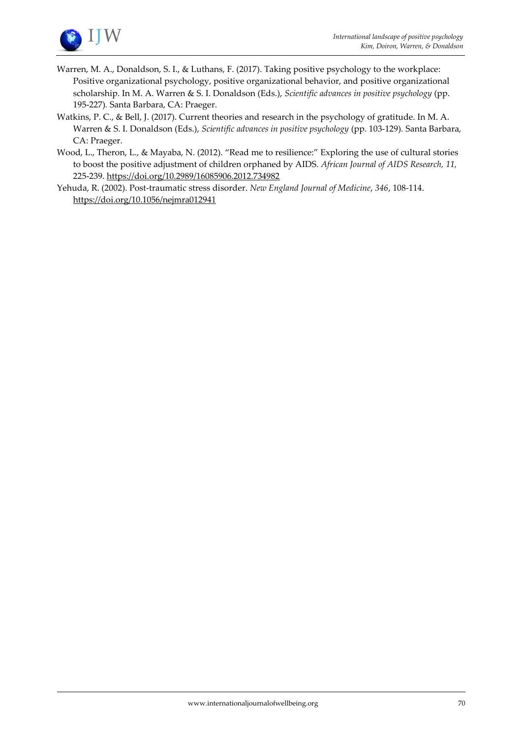Warren, M. A., Donaldson, S. I., & Luthans, F. (2017). Taking positive psychology to the workplace: Positive organizational psychology, positive organizational behavior, and positive organizational scholarship. In M. A. Warren & S. I. Donaldson (Eds.), *Scientific advances in positive psychology* (pp. 195-227). Santa Barbara, CA: Praeger.

Watkins, P. C., & Bell, J. (2017). Current theories and research in the psychology of gratitude. In M. A. Warren & S. I. Donaldson (Eds.), *Scientific advances in positive psychology* (pp. 103-129). Santa Barbara, CA: Praeger.

Wood, L., Theron, L., & Mayaba, N. (2012). "Read me to resilience:" Exploring the use of cultural stories to boost the positive adjustment of children orphaned by AIDS. *African Journal of AIDS Research, 11,* 225-239. https://doi.org/10.2989/16085906.2012.734982

Yehuda, R. (2002). Post-traumatic stress disorder. *New England Journal of Medicine*, *346*, 108-114. https://doi.org/10.1056/nejmra012941